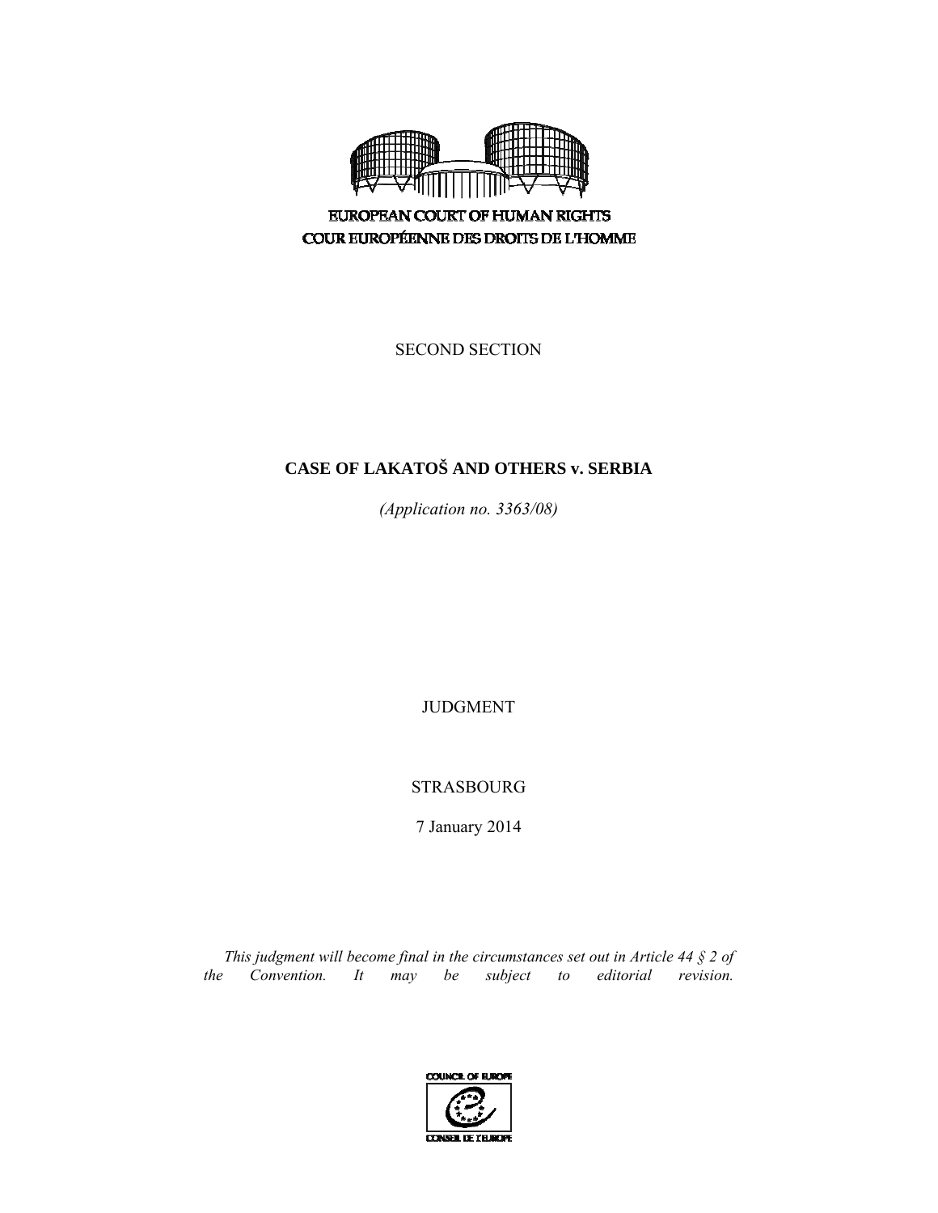EUROPEAN COURT OF HUMAN RIGHTS
COUR EUROPÉENNE DES DROITS DE L'HOMME

SECOND SECTION

# CASE OF LAKATOŠ AND OTHERS v. SERBIA

*(Application no. 3363/08)*

JUDGMENT

STRASBOURG

7 January 2014

*This judgment will become final in the circumstances set out in Article 44 § 2 of the Convention. It may be subject to editorial revision.*

COUNCIL OF EUROPE
CONSEIL DE L'EUROPE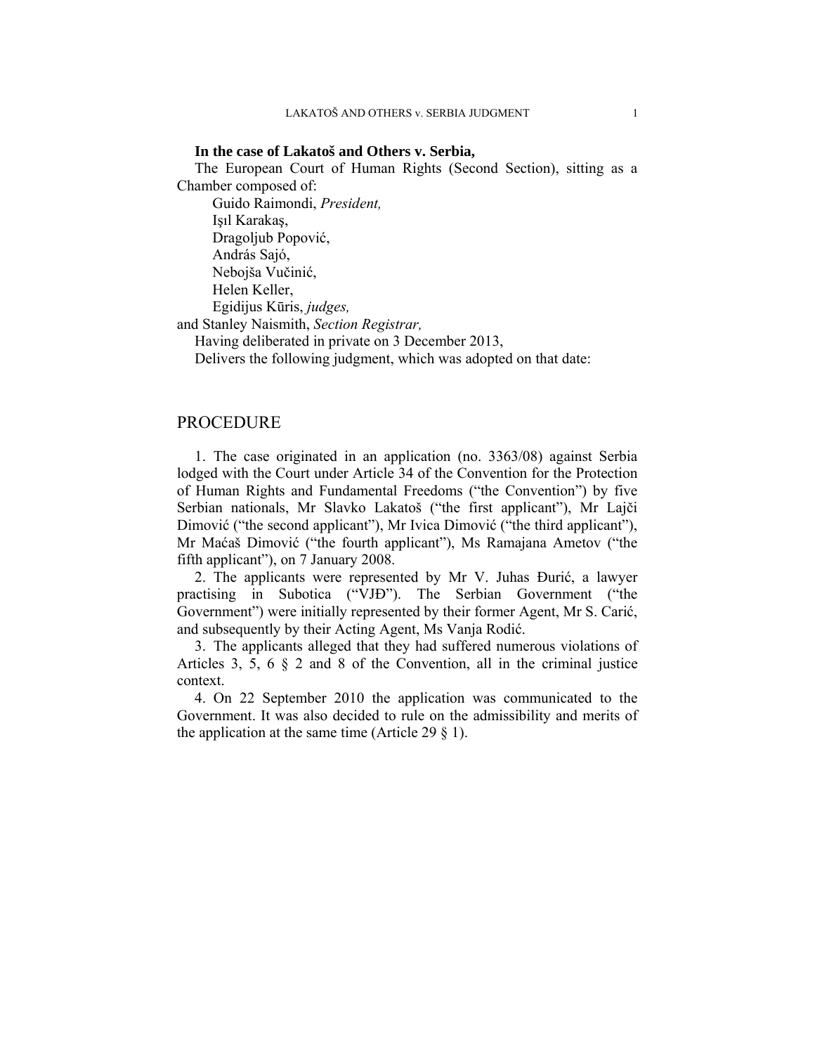**In the case of Lakatoš and Others v. Serbia,**

The European Court of Human Rights (Second Section), sitting as a Chamber composed of:

Guido Raimondi, *President,*
Işıl Karakaş,
Dragoljub Popović,
András Sajó,
Nebojša Vučinić,
Helen Keller,
Egidijus Kūris, *judges,*
and Stanley Naismith, *Section Registrar,*

Having deliberated in private on 3 December 2013,

Delivers the following judgment, which was adopted on that date:

## PROCEDURE

1. The case originated in an application (no. 3363/08) against Serbia lodged with the Court under Article 34 of the Convention for the Protection of Human Rights and Fundamental Freedoms ("the Convention") by five Serbian nationals, Mr Slavko Lakatoš ("the first applicant"), Mr Lajči Dimović ("the second applicant"), Mr Ivica Dimović ("the third applicant"), Mr Maćaš Dimović ("the fourth applicant"), Ms Ramajana Ametov ("the fifth applicant"), on 7 January 2008.

2. The applicants were represented by Mr V. Juhas Đurić, a lawyer practising in Subotica ("VJĐ"). The Serbian Government ("the Government") were initially represented by their former Agent, Mr S. Carić, and subsequently by their Acting Agent, Ms Vanja Rodić.

3. The applicants alleged that they had suffered numerous violations of Articles 3, 5, 6 § 2 and 8 of the Convention, all in the criminal justice context.

4. On 22 September 2010 the application was communicated to the Government. It was also decided to rule on the admissibility and merits of the application at the same time (Article 29 § 1).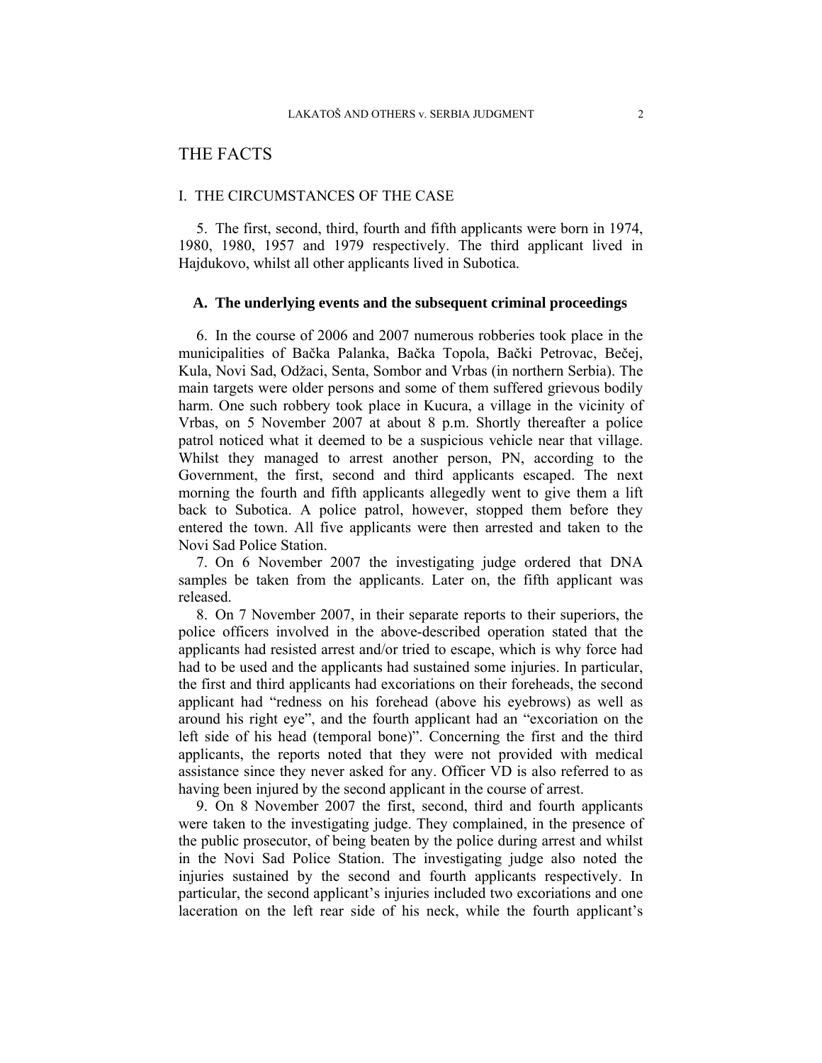# THE FACTS

## I. THE CIRCUMSTANCES OF THE CASE

5. The first, second, third, fourth and fifth applicants were born in 1974, 1980, 1980, 1957 and 1979 respectively. The third applicant lived in Hajdukovo, whilst all other applicants lived in Subotica.

### A. The underlying events and the subsequent criminal proceedings

6. In the course of 2006 and 2007 numerous robberies took place in the municipalities of Bačka Palanka, Bačka Topola, Bački Petrovac, Bečej, Kula, Novi Sad, Odžaci, Senta, Sombor and Vrbas (in northern Serbia). The main targets were older persons and some of them suffered grievous bodily harm. One such robbery took place in Kucura, a village in the vicinity of Vrbas, on 5 November 2007 at about 8 p.m. Shortly thereafter a police patrol noticed what it deemed to be a suspicious vehicle near that village. Whilst they managed to arrest another person, PN, according to the Government, the first, second and third applicants escaped. The next morning the fourth and fifth applicants allegedly went to give them a lift back to Subotica. A police patrol, however, stopped them before they entered the town. All five applicants were then arrested and taken to the Novi Sad Police Station.

7. On 6 November 2007 the investigating judge ordered that DNA samples be taken from the applicants. Later on, the fifth applicant was released.

8. On 7 November 2007, in their separate reports to their superiors, the police officers involved in the above-described operation stated that the applicants had resisted arrest and/or tried to escape, which is why force had had to be used and the applicants had sustained some injuries. In particular, the first and third applicants had excoriations on their foreheads, the second applicant had "redness on his forehead (above his eyebrows) as well as around his right eye", and the fourth applicant had an "excoriation on the left side of his head (temporal bone)". Concerning the first and the third applicants, the reports noted that they were not provided with medical assistance since they never asked for any. Officer VD is also referred to as having been injured by the second applicant in the course of arrest.

9. On 8 November 2007 the first, second, third and fourth applicants were taken to the investigating judge. They complained, in the presence of the public prosecutor, of being beaten by the police during arrest and whilst in the Novi Sad Police Station. The investigating judge also noted the injuries sustained by the second and fourth applicants respectively. In particular, the second applicant's injuries included two excoriations and one laceration on the left rear side of his neck, while the fourth applicant's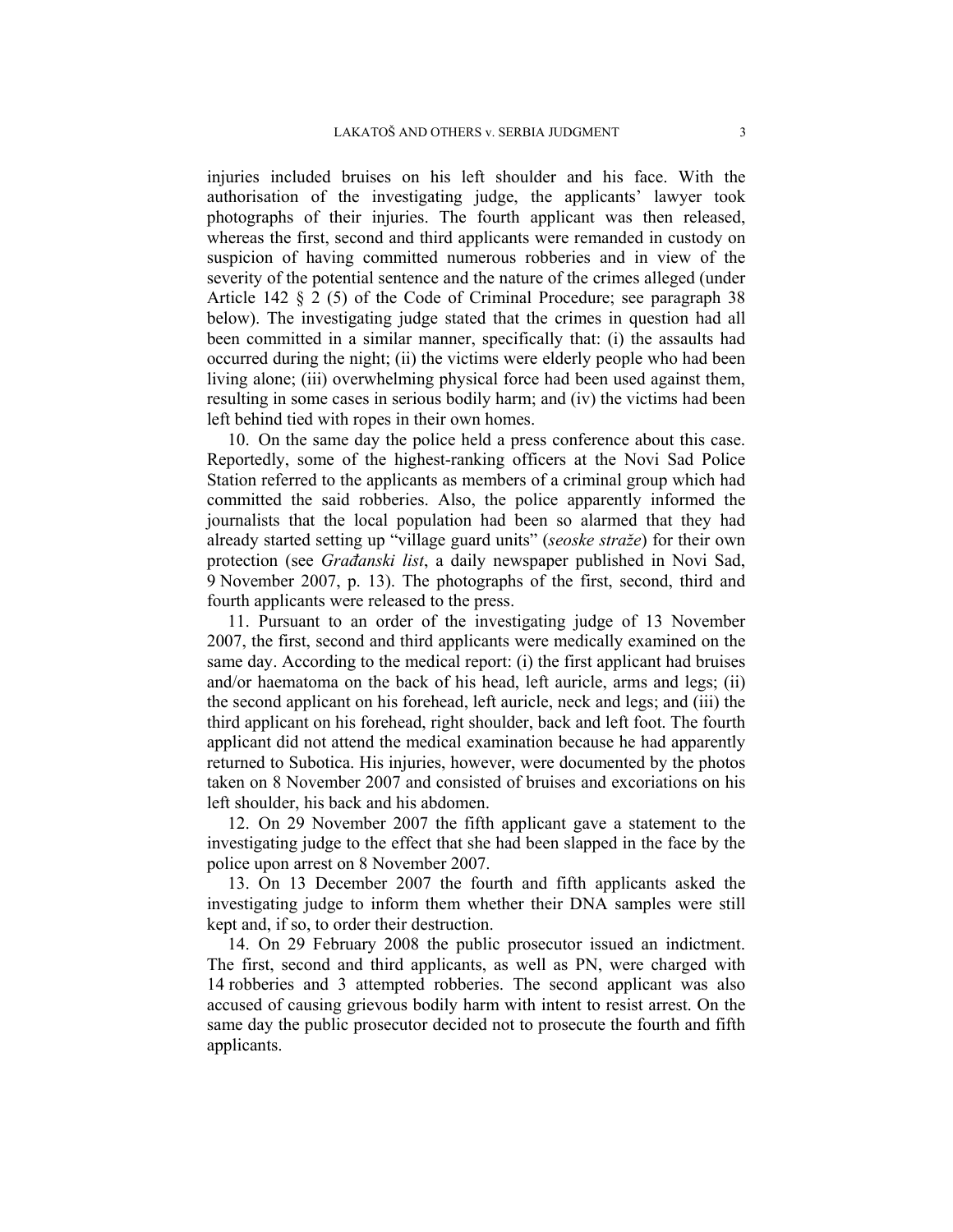injuries included bruises on his left shoulder and his face. With the authorisation of the investigating judge, the applicants' lawyer took photographs of their injuries. The fourth applicant was then released, whereas the first, second and third applicants were remanded in custody on suspicion of having committed numerous robberies and in view of the severity of the potential sentence and the nature of the crimes alleged (under Article 142 § 2 (5) of the Code of Criminal Procedure; see paragraph 38 below). The investigating judge stated that the crimes in question had all been committed in a similar manner, specifically that: (i) the assaults had occurred during the night; (ii) the victims were elderly people who had been living alone; (iii) overwhelming physical force had been used against them, resulting in some cases in serious bodily harm; and (iv) the victims had been left behind tied with ropes in their own homes.

10. On the same day the police held a press conference about this case. Reportedly, some of the highest-ranking officers at the Novi Sad Police Station referred to the applicants as members of a criminal group which had committed the said robberies. Also, the police apparently informed the journalists that the local population had been so alarmed that they had already started setting up "village guard units" (*seoske straže*) for their own protection (see *Građanski list*, a daily newspaper published in Novi Sad, 9 November 2007, p. 13). The photographs of the first, second, third and fourth applicants were released to the press.

11. Pursuant to an order of the investigating judge of 13 November 2007, the first, second and third applicants were medically examined on the same day. According to the medical report: (i) the first applicant had bruises and/or haematoma on the back of his head, left auricle, arms and legs; (ii) the second applicant on his forehead, left auricle, neck and legs; and (iii) the third applicant on his forehead, right shoulder, back and left foot. The fourth applicant did not attend the medical examination because he had apparently returned to Subotica. His injuries, however, were documented by the photos taken on 8 November 2007 and consisted of bruises and excoriations on his left shoulder, his back and his abdomen.

12. On 29 November 2007 the fifth applicant gave a statement to the investigating judge to the effect that she had been slapped in the face by the police upon arrest on 8 November 2007.

13. On 13 December 2007 the fourth and fifth applicants asked the investigating judge to inform them whether their DNA samples were still kept and, if so, to order their destruction.

14. On 29 February 2008 the public prosecutor issued an indictment. The first, second and third applicants, as well as PN, were charged with 14 robberies and 3 attempted robberies. The second applicant was also accused of causing grievous bodily harm with intent to resist arrest. On the same day the public prosecutor decided not to prosecute the fourth and fifth applicants.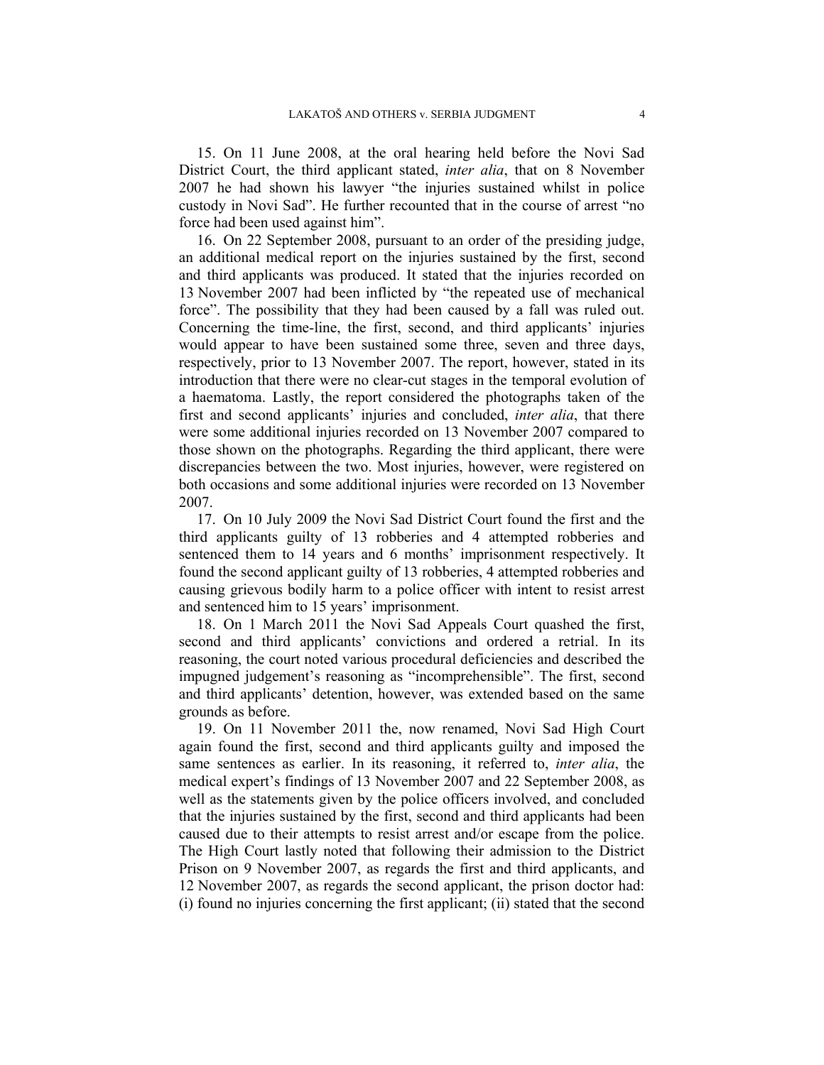15. On 11 June 2008, at the oral hearing held before the Novi Sad District Court, the third applicant stated, *inter alia*, that on 8 November 2007 he had shown his lawyer "the injuries sustained whilst in police custody in Novi Sad". He further recounted that in the course of arrest "no force had been used against him".

16. On 22 September 2008, pursuant to an order of the presiding judge, an additional medical report on the injuries sustained by the first, second and third applicants was produced. It stated that the injuries recorded on 13 November 2007 had been inflicted by "the repeated use of mechanical force". The possibility that they had been caused by a fall was ruled out. Concerning the time-line, the first, second, and third applicants' injuries would appear to have been sustained some three, seven and three days, respectively, prior to 13 November 2007. The report, however, stated in its introduction that there were no clear-cut stages in the temporal evolution of a haematoma. Lastly, the report considered the photographs taken of the first and second applicants' injuries and concluded, *inter alia*, that there were some additional injuries recorded on 13 November 2007 compared to those shown on the photographs. Regarding the third applicant, there were discrepancies between the two. Most injuries, however, were registered on both occasions and some additional injuries were recorded on 13 November 2007.

17. On 10 July 2009 the Novi Sad District Court found the first and the third applicants guilty of 13 robberies and 4 attempted robberies and sentenced them to 14 years and 6 months' imprisonment respectively. It found the second applicant guilty of 13 robberies, 4 attempted robberies and causing grievous bodily harm to a police officer with intent to resist arrest and sentenced him to 15 years' imprisonment.

18. On 1 March 2011 the Novi Sad Appeals Court quashed the first, second and third applicants' convictions and ordered a retrial. In its reasoning, the court noted various procedural deficiencies and described the impugned judgement's reasoning as "incomprehensible". The first, second and third applicants' detention, however, was extended based on the same grounds as before.

19. On 11 November 2011 the, now renamed, Novi Sad High Court again found the first, second and third applicants guilty and imposed the same sentences as earlier. In its reasoning, it referred to, *inter alia*, the medical expert's findings of 13 November 2007 and 22 September 2008, as well as the statements given by the police officers involved, and concluded that the injuries sustained by the first, second and third applicants had been caused due to their attempts to resist arrest and/or escape from the police. The High Court lastly noted that following their admission to the District Prison on 9 November 2007, as regards the first and third applicants, and 12 November 2007, as regards the second applicant, the prison doctor had: (i) found no injuries concerning the first applicant; (ii) stated that the second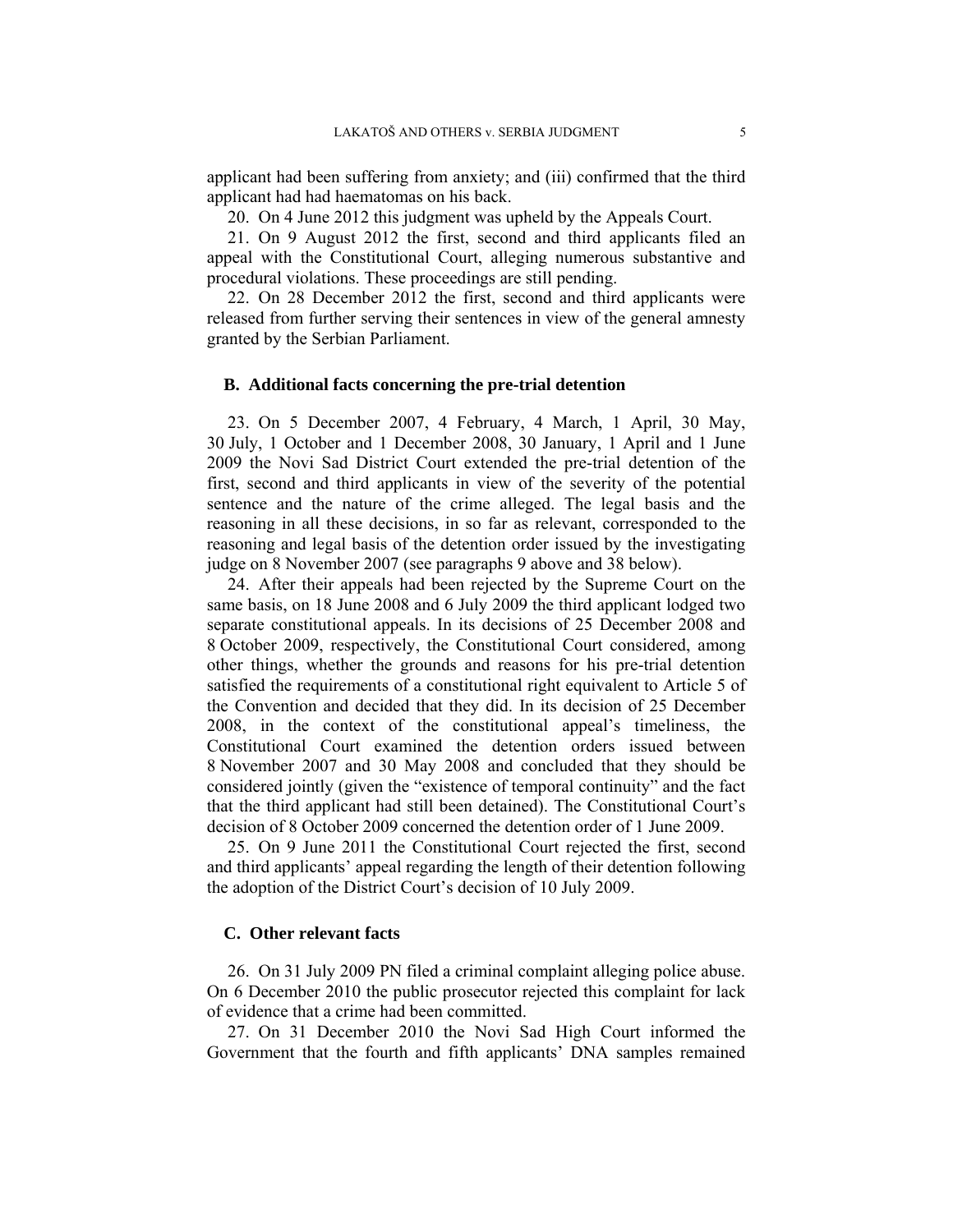applicant had been suffering from anxiety; and (iii) confirmed that the third applicant had had haematomas on his back.

20. On 4 June 2012 this judgment was upheld by the Appeals Court.

21. On 9 August 2012 the first, second and third applicants filed an appeal with the Constitutional Court, alleging numerous substantive and procedural violations. These proceedings are still pending.

22. On 28 December 2012 the first, second and third applicants were released from further serving their sentences in view of the general amnesty granted by the Serbian Parliament.

## B. Additional facts concerning the pre-trial detention

23. On 5 December 2007, 4 February, 4 March, 1 April, 30 May, 30 July, 1 October and 1 December 2008, 30 January, 1 April and 1 June 2009 the Novi Sad District Court extended the pre-trial detention of the first, second and third applicants in view of the severity of the potential sentence and the nature of the crime alleged. The legal basis and the reasoning in all these decisions, in so far as relevant, corresponded to the reasoning and legal basis of the detention order issued by the investigating judge on 8 November 2007 (see paragraphs 9 above and 38 below).

24. After their appeals had been rejected by the Supreme Court on the same basis, on 18 June 2008 and 6 July 2009 the third applicant lodged two separate constitutional appeals. In its decisions of 25 December 2008 and 8 October 2009, respectively, the Constitutional Court considered, among other things, whether the grounds and reasons for his pre-trial detention satisfied the requirements of a constitutional right equivalent to Article 5 of the Convention and decided that they did. In its decision of 25 December 2008, in the context of the constitutional appeal's timeliness, the Constitutional Court examined the detention orders issued between 8 November 2007 and 30 May 2008 and concluded that they should be considered jointly (given the "existence of temporal continuity" and the fact that the third applicant had still been detained). The Constitutional Court's decision of 8 October 2009 concerned the detention order of 1 June 2009.

25. On 9 June 2011 the Constitutional Court rejected the first, second and third applicants' appeal regarding the length of their detention following the adoption of the District Court's decision of 10 July 2009.

## C. Other relevant facts

26. On 31 July 2009 PN filed a criminal complaint alleging police abuse. On 6 December 2010 the public prosecutor rejected this complaint for lack of evidence that a crime had been committed.

27. On 31 December 2010 the Novi Sad High Court informed the Government that the fourth and fifth applicants' DNA samples remained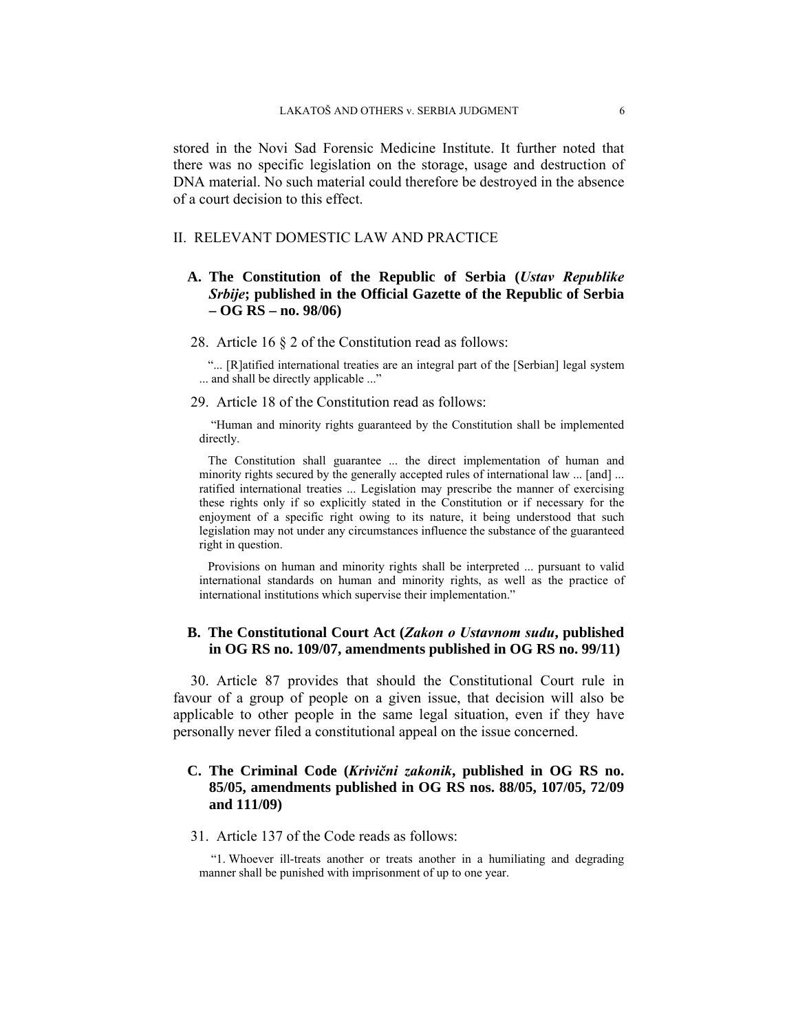stored in the Novi Sad Forensic Medicine Institute. It further noted that there was no specific legislation on the storage, usage and destruction of DNA material. No such material could therefore be destroyed in the absence of a court decision to this effect.

## II. RELEVANT DOMESTIC LAW AND PRACTICE

### A. The Constitution of the Republic of Serbia (*Ustav Republike Srbije*; published in the Official Gazette of the Republic of Serbia – OG RS – no. 98/06)

28. Article 16 § 2 of the Constitution read as follows:

> "... [R]atified international treaties are an integral part of the [Serbian] legal system ... and shall be directly applicable ..."

29. Article 18 of the Constitution read as follows:

> "Human and minority rights guaranteed by the Constitution shall be implemented directly.
>
> The Constitution shall guarantee ... the direct implementation of human and minority rights secured by the generally accepted rules of international law ... [and] ... ratified international treaties ... Legislation may prescribe the manner of exercising these rights only if so explicitly stated in the Constitution or if necessary for the enjoyment of a specific right owing to its nature, it being understood that such legislation may not under any circumstances influence the substance of the guaranteed right in question.
>
> Provisions on human and minority rights shall be interpreted ... pursuant to valid international standards on human and minority rights, as well as the practice of international institutions which supervise their implementation."

### B. The Constitutional Court Act (*Zakon o Ustavnom sudu*, published in OG RS no. 109/07, amendments published in OG RS no. 99/11)

30. Article 87 provides that should the Constitutional Court rule in favour of a group of people on a given issue, that decision will also be applicable to other people in the same legal situation, even if they have personally never filed a constitutional appeal on the issue concerned.

### C. The Criminal Code (*Krivični zakonik*, published in OG RS no. 85/05, amendments published in OG RS nos. 88/05, 107/05, 72/09 and 111/09)

31. Article 137 of the Code reads as follows:

> "1. Whoever ill-treats another or treats another in a humiliating and degrading manner shall be punished with imprisonment of up to one year.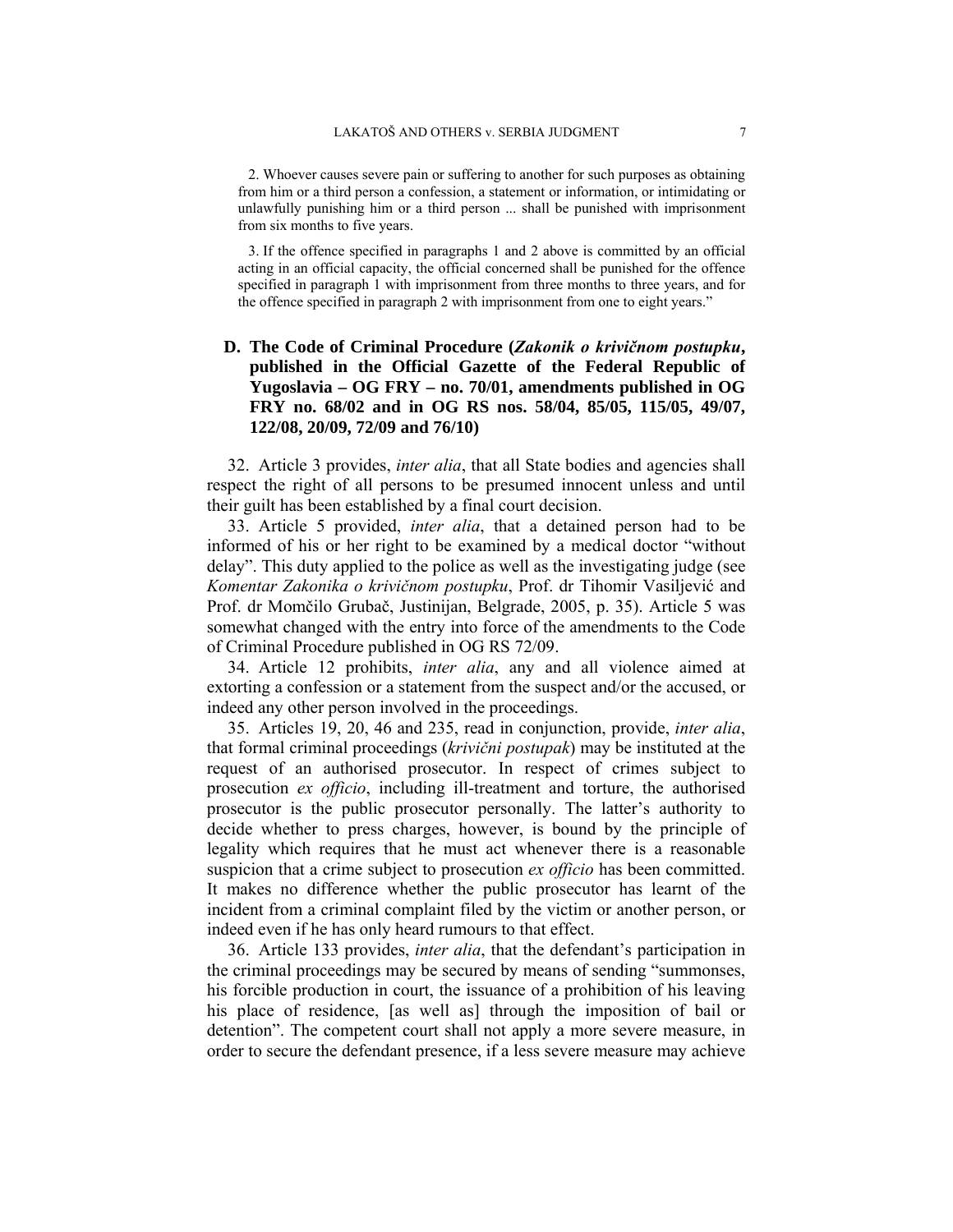2. Whoever causes severe pain or suffering to another for such purposes as obtaining from him or a third person a confession, a statement or information, or intimidating or unlawfully punishing him or a third person ... shall be punished with imprisonment from six months to five years.

3. If the offence specified in paragraphs 1 and 2 above is committed by an official acting in an official capacity, the official concerned shall be punished for the offence specified in paragraph 1 with imprisonment from three months to three years, and for the offence specified in paragraph 2 with imprisonment from one to eight years."

## D. The Code of Criminal Procedure (*Zakonik o krivičnom postupku*, published in the Official Gazette of the Federal Republic of Yugoslavia – OG FRY – no. 70/01, amendments published in OG FRY no. 68/02 and in OG RS nos. 58/04, 85/05, 115/05, 49/07, 122/08, 20/09, 72/09 and 76/10)

32. Article 3 provides, *inter alia*, that all State bodies and agencies shall respect the right of all persons to be presumed innocent unless and until their guilt has been established by a final court decision.

33. Article 5 provided, *inter alia*, that a detained person had to be informed of his or her right to be examined by a medical doctor "without delay". This duty applied to the police as well as the investigating judge (see *Komentar Zakonika o krivičnom postupku*, Prof. dr Tihomir Vasiljević and Prof. dr Momčilo Grubač, Justinijan, Belgrade, 2005, p. 35). Article 5 was somewhat changed with the entry into force of the amendments to the Code of Criminal Procedure published in OG RS 72/09.

34. Article 12 prohibits, *inter alia*, any and all violence aimed at extorting a confession or a statement from the suspect and/or the accused, or indeed any other person involved in the proceedings.

35. Articles 19, 20, 46 and 235, read in conjunction, provide, *inter alia*, that formal criminal proceedings (*krivični postupak*) may be instituted at the request of an authorised prosecutor. In respect of crimes subject to prosecution *ex officio*, including ill-treatment and torture, the authorised prosecutor is the public prosecutor personally. The latter's authority to decide whether to press charges, however, is bound by the principle of legality which requires that he must act whenever there is a reasonable suspicion that a crime subject to prosecution *ex officio* has been committed. It makes no difference whether the public prosecutor has learnt of the incident from a criminal complaint filed by the victim or another person, or indeed even if he has only heard rumours to that effect.

36. Article 133 provides, *inter alia*, that the defendant's participation in the criminal proceedings may be secured by means of sending "summonses, his forcible production in court, the issuance of a prohibition of his leaving his place of residence, [as well as] through the imposition of bail or detention". The competent court shall not apply a more severe measure, in order to secure the defendant presence, if a less severe measure may achieve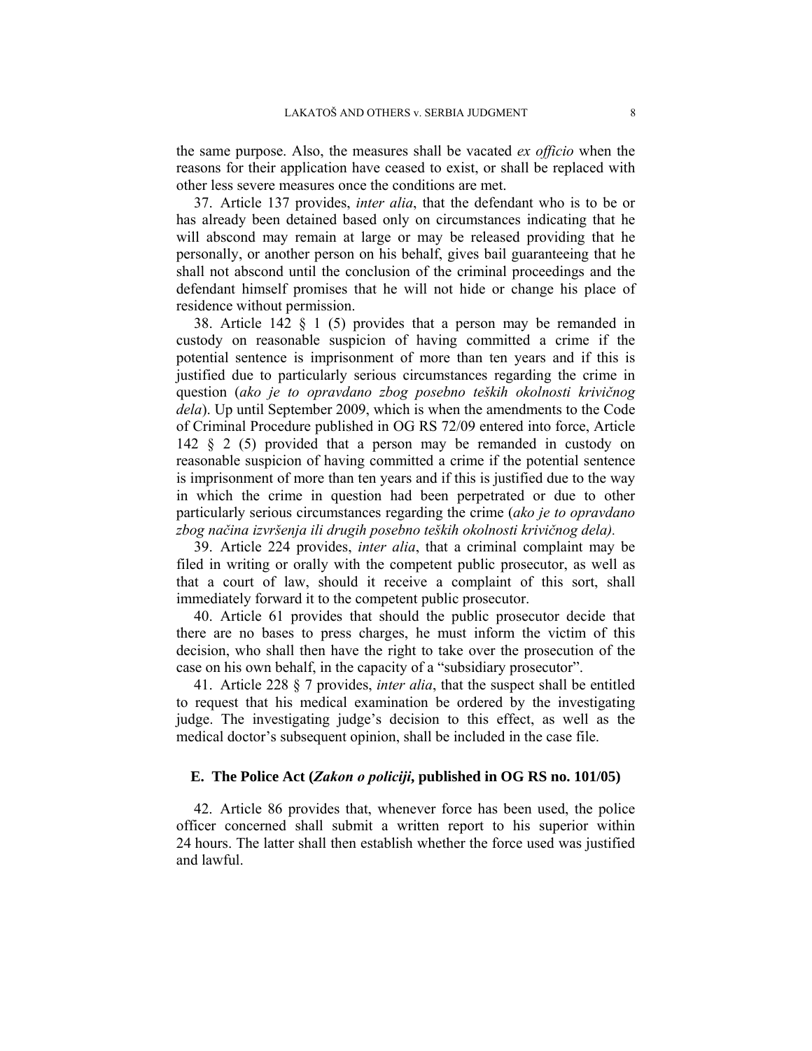the same purpose. Also, the measures shall be vacated *ex officio* when the reasons for their application have ceased to exist, or shall be replaced with other less severe measures once the conditions are met.

37. Article 137 provides, *inter alia*, that the defendant who is to be or has already been detained based only on circumstances indicating that he will abscond may remain at large or may be released providing that he personally, or another person on his behalf, gives bail guaranteeing that he shall not abscond until the conclusion of the criminal proceedings and the defendant himself promises that he will not hide or change his place of residence without permission.

38. Article 142 § 1 (5) provides that a person may be remanded in custody on reasonable suspicion of having committed a crime if the potential sentence is imprisonment of more than ten years and if this is justified due to particularly serious circumstances regarding the crime in question (*ako je to opravdano zbog posebno teških okolnosti krivičnog dela*). Up until September 2009, which is when the amendments to the Code of Criminal Procedure published in OG RS 72/09 entered into force, Article 142 § 2 (5) provided that a person may be remanded in custody on reasonable suspicion of having committed a crime if the potential sentence is imprisonment of more than ten years and if this is justified due to the way in which the crime in question had been perpetrated or due to other particularly serious circumstances regarding the crime (*ako je to opravdano zbog načina izvršenja ili drugih posebno teških okolnosti krivičnog dela).*

39. Article 224 provides, *inter alia*, that a criminal complaint may be filed in writing or orally with the competent public prosecutor, as well as that a court of law, should it receive a complaint of this sort, shall immediately forward it to the competent public prosecutor.

40. Article 61 provides that should the public prosecutor decide that there are no bases to press charges, he must inform the victim of this decision, who shall then have the right to take over the prosecution of the case on his own behalf, in the capacity of a "subsidiary prosecutor".

41. Article 228 § 7 provides, *inter alia*, that the suspect shall be entitled to request that his medical examination be ordered by the investigating judge. The investigating judge's decision to this effect, as well as the medical doctor's subsequent opinion, shall be included in the case file.

### E. The Police Act (*Zakon o policiji*, published in OG RS no. 101/05)

42. Article 86 provides that, whenever force has been used, the police officer concerned shall submit a written report to his superior within 24 hours. The latter shall then establish whether the force used was justified and lawful.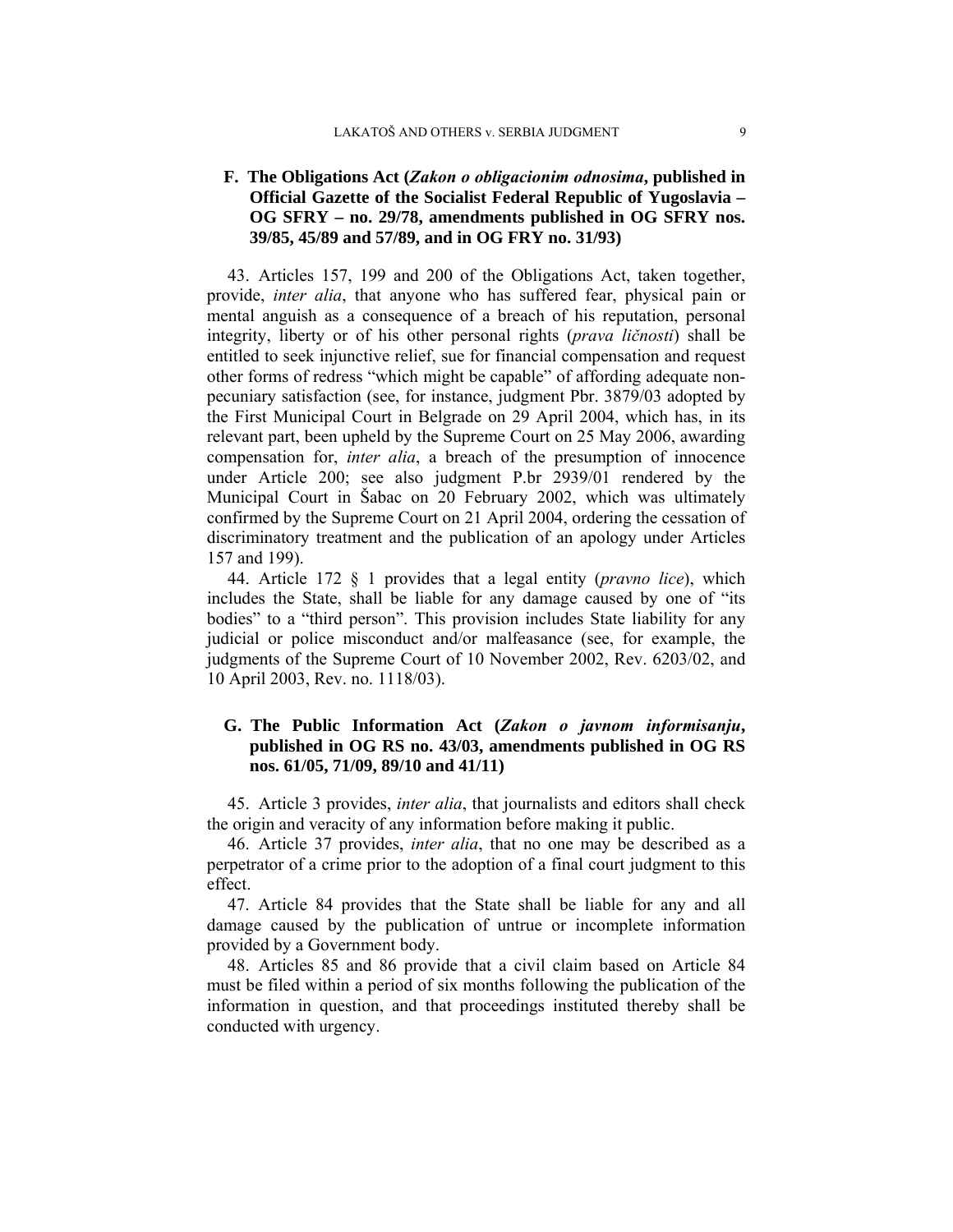### F. The Obligations Act (*Zakon o obligacionim odnosima*, published in Official Gazette of the Socialist Federal Republic of Yugoslavia – OG SFRY – no. 29/78, amendments published in OG SFRY nos. 39/85, 45/89 and 57/89, and in OG FRY no. 31/93)

43. Articles 157, 199 and 200 of the Obligations Act, taken together, provide, *inter alia*, that anyone who has suffered fear, physical pain or mental anguish as a consequence of a breach of his reputation, personal integrity, liberty or of his other personal rights (*prava ličnosti*) shall be entitled to seek injunctive relief, sue for financial compensation and request other forms of redress "which might be capable" of affording adequate non-pecuniary satisfaction (see, for instance, judgment Pbr. 3879/03 adopted by the First Municipal Court in Belgrade on 29 April 2004, which has, in its relevant part, been upheld by the Supreme Court on 25 May 2006, awarding compensation for, *inter alia*, a breach of the presumption of innocence under Article 200; see also judgment P.br 2939/01 rendered by the Municipal Court in Šabac on 20 February 2002, which was ultimately confirmed by the Supreme Court on 21 April 2004, ordering the cessation of discriminatory treatment and the publication of an apology under Articles 157 and 199).

44. Article 172 § 1 provides that a legal entity (*pravno lice*), which includes the State, shall be liable for any damage caused by one of "its bodies" to a "third person". This provision includes State liability for any judicial or police misconduct and/or malfeasance (see, for example, the judgments of the Supreme Court of 10 November 2002, Rev. 6203/02, and 10 April 2003, Rev. no. 1118/03).

### G. The Public Information Act (*Zakon o javnom informisanju*, published in OG RS no. 43/03, amendments published in OG RS nos. 61/05, 71/09, 89/10 and 41/11)

45. Article 3 provides, *inter alia*, that journalists and editors shall check the origin and veracity of any information before making it public.

46. Article 37 provides, *inter alia*, that no one may be described as a perpetrator of a crime prior to the adoption of a final court judgment to this effect.

47. Article 84 provides that the State shall be liable for any and all damage caused by the publication of untrue or incomplete information provided by a Government body.

48. Articles 85 and 86 provide that a civil claim based on Article 84 must be filed within a period of six months following the publication of the information in question, and that proceedings instituted thereby shall be conducted with urgency.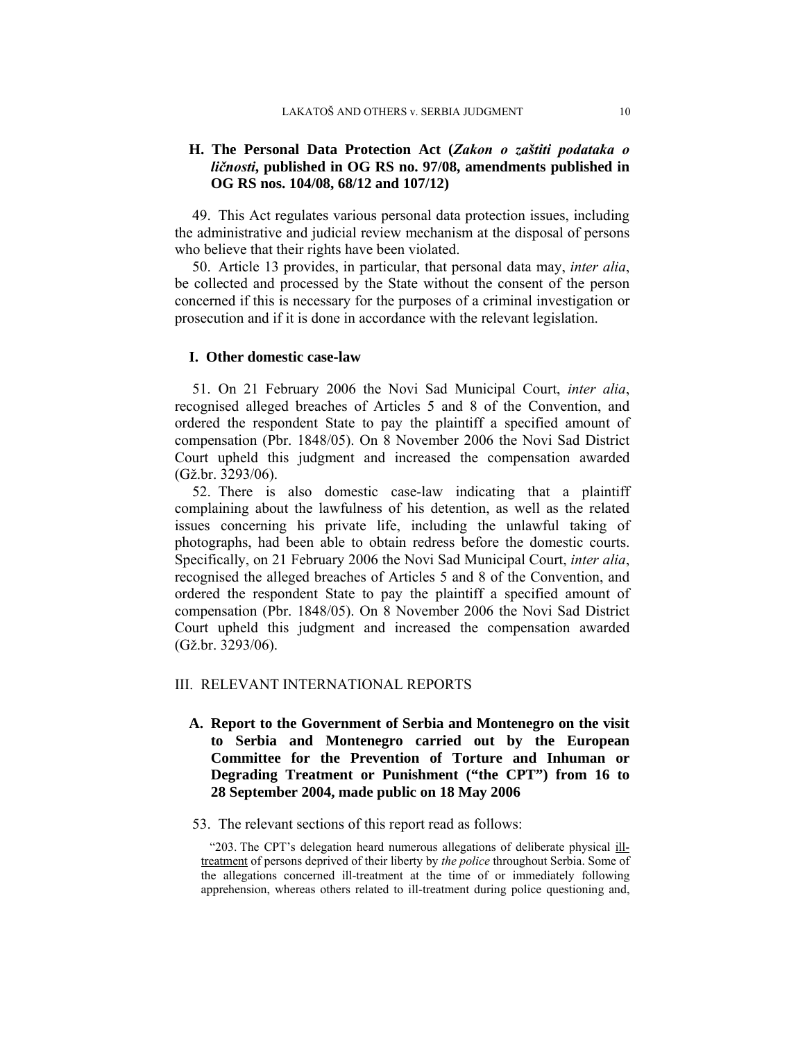### H. The Personal Data Protection Act (*Zakon o zaštiti podataka o ličnosti*, published in OG RS no. 97/08, amendments published in OG RS nos. 104/08, 68/12 and 107/12)

49. This Act regulates various personal data protection issues, including the administrative and judicial review mechanism at the disposal of persons who believe that their rights have been violated.

50. Article 13 provides, in particular, that personal data may, *inter alia*, be collected and processed by the State without the consent of the person concerned if this is necessary for the purposes of a criminal investigation or prosecution and if it is done in accordance with the relevant legislation.

### I. Other domestic case-law

51. On 21 February 2006 the Novi Sad Municipal Court, *inter alia*, recognised alleged breaches of Articles 5 and 8 of the Convention, and ordered the respondent State to pay the plaintiff a specified amount of compensation (Pbr. 1848/05). On 8 November 2006 the Novi Sad District Court upheld this judgment and increased the compensation awarded (Gž.br. 3293/06).

52. There is also domestic case-law indicating that a plaintiff complaining about the lawfulness of his detention, as well as the related issues concerning his private life, including the unlawful taking of photographs, had been able to obtain redress before the domestic courts. Specifically, on 21 February 2006 the Novi Sad Municipal Court, *inter alia*, recognised the alleged breaches of Articles 5 and 8 of the Convention, and ordered the respondent State to pay the plaintiff a specified amount of compensation (Pbr. 1848/05). On 8 November 2006 the Novi Sad District Court upheld this judgment and increased the compensation awarded (Gž.br. 3293/06).

## III. RELEVANT INTERNATIONAL REPORTS

### A. Report to the Government of Serbia and Montenegro on the visit to Serbia and Montenegro carried out by the European Committee for the Prevention of Torture and Inhuman or Degrading Treatment or Punishment ("the CPT") from 16 to 28 September 2004, made public on 18 May 2006

53. The relevant sections of this report read as follows:

> "203. The CPT's delegation heard numerous allegations of deliberate physical ill-treatment of persons deprived of their liberty by *the police* throughout Serbia. Some of the allegations concerned ill-treatment at the time of or immediately following apprehension, whereas others related to ill-treatment during police questioning and,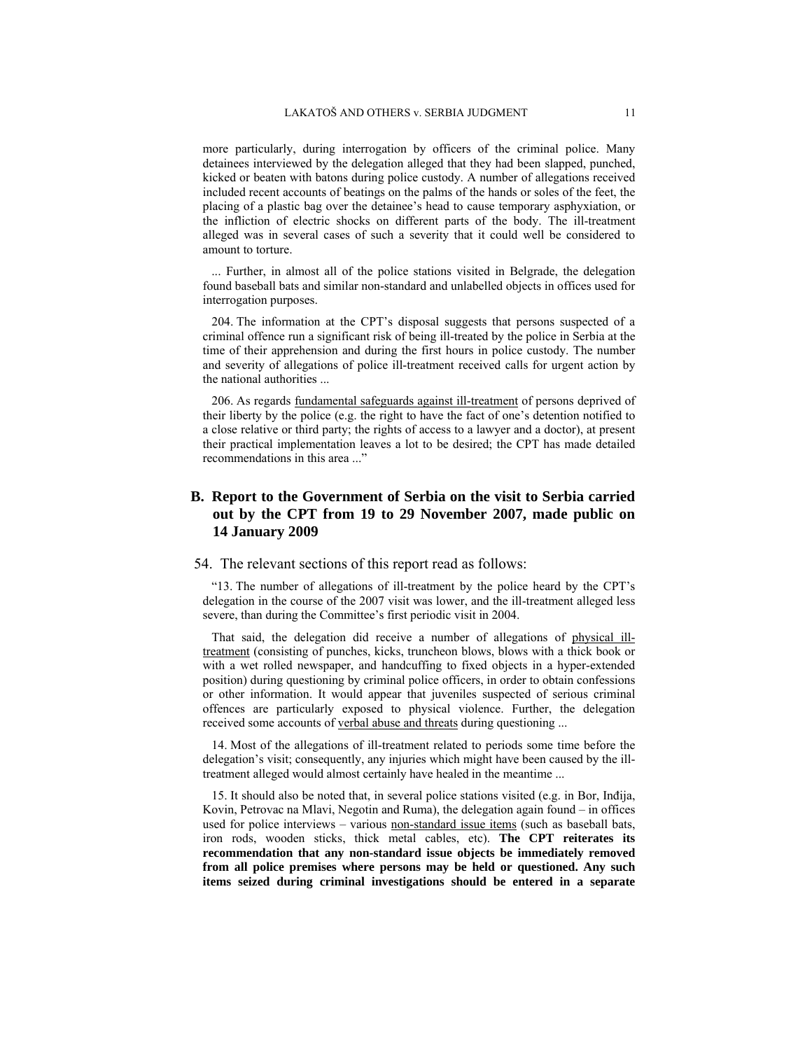more particularly, during interrogation by officers of the criminal police. Many detainees interviewed by the delegation alleged that they had been slapped, punched, kicked or beaten with batons during police custody. A number of allegations received included recent accounts of beatings on the palms of the hands or soles of the feet, the placing of a plastic bag over the detainee's head to cause temporary asphyxiation, or the infliction of electric shocks on different parts of the body. The ill-treatment alleged was in several cases of such a severity that it could well be considered to amount to torture.

... Further, in almost all of the police stations visited in Belgrade, the delegation found baseball bats and similar non-standard and unlabelled objects in offices used for interrogation purposes.

204. The information at the CPT's disposal suggests that persons suspected of a criminal offence run a significant risk of being ill-treated by the police in Serbia at the time of their apprehension and during the first hours in police custody. The number and severity of allegations of police ill-treatment received calls for urgent action by the national authorities ...

206. As regards fundamental safeguards against ill-treatment of persons deprived of their liberty by the police (e.g. the right to have the fact of one's detention notified to a close relative or third party; the rights of access to a lawyer and a doctor), at present their practical implementation leaves a lot to be desired; the CPT has made detailed recommendations in this area ..."

## B. Report to the Government of Serbia on the visit to Serbia carried out by the CPT from 19 to 29 November 2007, made public on 14 January 2009

54. The relevant sections of this report read as follows:

"13. The number of allegations of ill-treatment by the police heard by the CPT's delegation in the course of the 2007 visit was lower, and the ill-treatment alleged less severe, than during the Committee's first periodic visit in 2004.

That said, the delegation did receive a number of allegations of physical ill-treatment (consisting of punches, kicks, truncheon blows, blows with a thick book or with a wet rolled newspaper, and handcuffing to fixed objects in a hyper-extended position) during questioning by criminal police officers, in order to obtain confessions or other information. It would appear that juveniles suspected of serious criminal offences are particularly exposed to physical violence. Further, the delegation received some accounts of verbal abuse and threats during questioning ...

14. Most of the allegations of ill-treatment related to periods some time before the delegation's visit; consequently, any injuries which might have been caused by the ill-treatment alleged would almost certainly have healed in the meantime ...

15. It should also be noted that, in several police stations visited (e.g. in Bor, Inđija, Kovin, Petrovac na Mlavi, Negotin and Ruma), the delegation again found – in offices used for police interviews – various non-standard issue items (such as baseball bats, iron rods, wooden sticks, thick metal cables, etc). **The CPT reiterates its recommendation that any non-standard issue objects be immediately removed from all police premises where persons may be held or questioned. Any such items seized during criminal investigations should be entered in a separate**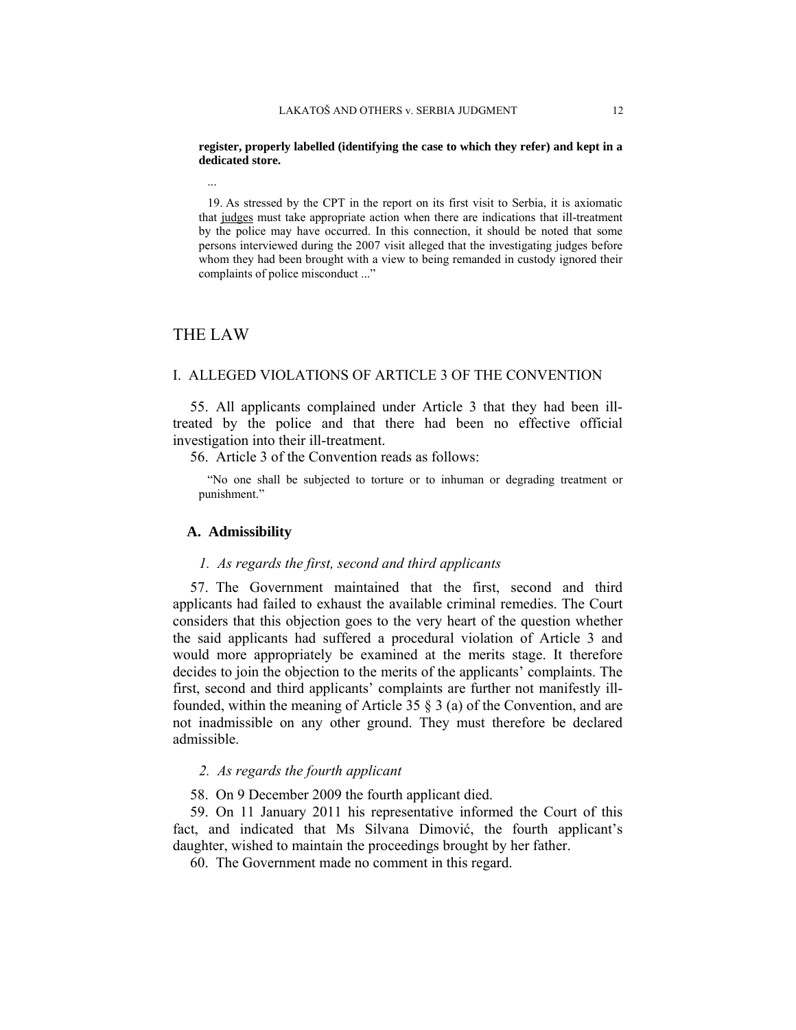**register, properly labelled (identifying the case to which they refer) and kept in a dedicated store.**

...

19. As stressed by the CPT in the report on its first visit to Serbia, it is axiomatic that judges must take appropriate action when there are indications that ill-treatment by the police may have occurred. In this connection, it should be noted that some persons interviewed during the 2007 visit alleged that the investigating judges before whom they had been brought with a view to being remanded in custody ignored their complaints of police misconduct ..."

# THE LAW

## I. ALLEGED VIOLATIONS OF ARTICLE 3 OF THE CONVENTION

55. All applicants complained under Article 3 that they had been ill-treated by the police and that there had been no effective official investigation into their ill-treatment.

56. Article 3 of the Convention reads as follows:

"No one shall be subjected to torture or to inhuman or degrading treatment or punishment."

### A. Admissibility

#### *1. As regards the first, second and third applicants*

57. The Government maintained that the first, second and third applicants had failed to exhaust the available criminal remedies. The Court considers that this objection goes to the very heart of the question whether the said applicants had suffered a procedural violation of Article 3 and would more appropriately be examined at the merits stage. It therefore decides to join the objection to the merits of the applicants' complaints. The first, second and third applicants' complaints are further not manifestly ill-founded, within the meaning of Article 35 § 3 (a) of the Convention, and are not inadmissible on any other ground. They must therefore be declared admissible.

#### *2. As regards the fourth applicant*

58. On 9 December 2009 the fourth applicant died.

59. On 11 January 2011 his representative informed the Court of this fact, and indicated that Ms Silvana Dimović, the fourth applicant's daughter, wished to maintain the proceedings brought by her father.

60. The Government made no comment in this regard.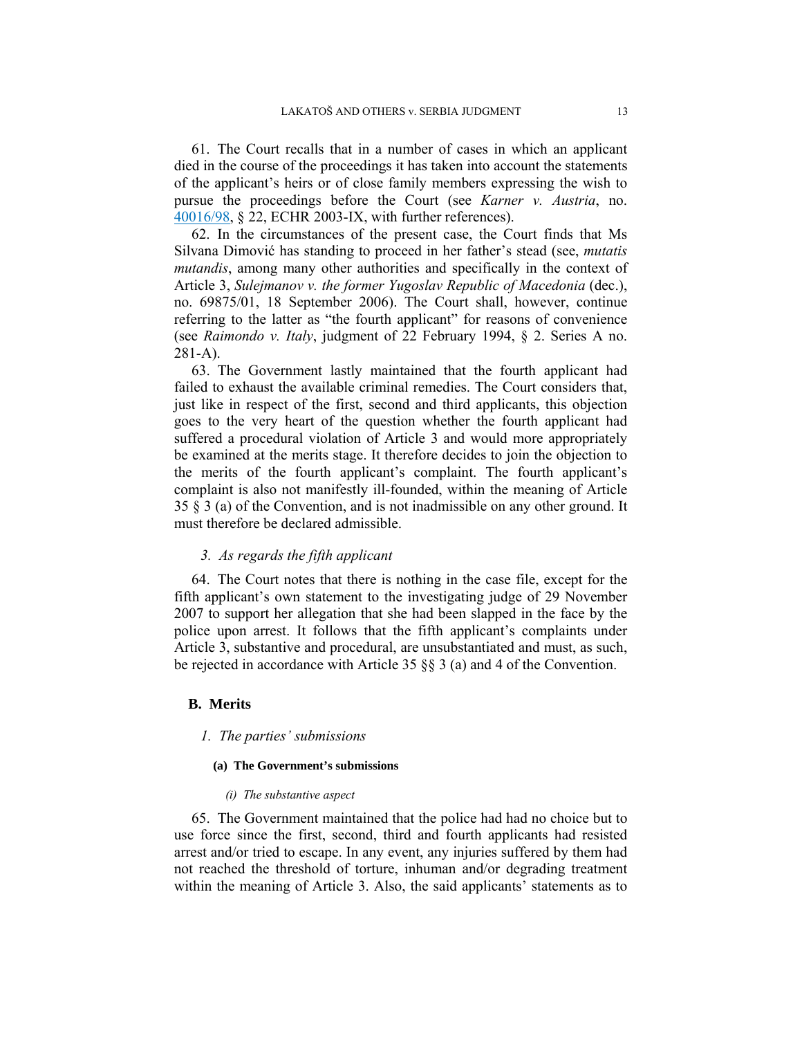61. The Court recalls that in a number of cases in which an applicant died in the course of the proceedings it has taken into account the statements of the applicant's heirs or of close family members expressing the wish to pursue the proceedings before the Court (see *Karner v. Austria*, no. 40016/98, § 22, ECHR 2003-IX, with further references).

62. In the circumstances of the present case, the Court finds that Ms Silvana Dimović has standing to proceed in her father's stead (see, *mutatis mutandis*, among many other authorities and specifically in the context of Article 3, *Sulejmanov v. the former Yugoslav Republic of Macedonia* (dec.), no. 69875/01, 18 September 2006). The Court shall, however, continue referring to the latter as "the fourth applicant" for reasons of convenience (see *Raimondo v. Italy*, judgment of 22 February 1994, § 2. Series A no. 281-A).

63. The Government lastly maintained that the fourth applicant had failed to exhaust the available criminal remedies. The Court considers that, just like in respect of the first, second and third applicants, this objection goes to the very heart of the question whether the fourth applicant had suffered a procedural violation of Article 3 and would more appropriately be examined at the merits stage. It therefore decides to join the objection to the merits of the fourth applicant's complaint. The fourth applicant's complaint is also not manifestly ill-founded, within the meaning of Article 35 § 3 (a) of the Convention, and is not inadmissible on any other ground. It must therefore be declared admissible.

### *3. As regards the fifth applicant*

64. The Court notes that there is nothing in the case file, except for the fifth applicant's own statement to the investigating judge of 29 November 2007 to support her allegation that she had been slapped in the face by the police upon arrest. It follows that the fifth applicant's complaints under Article 3, substantive and procedural, are unsubstantiated and must, as such, be rejected in accordance with Article 35 §§ 3 (a) and 4 of the Convention.

## B. Merits

### *1. The parties' submissions*

#### (a) The Government's submissions

##### *(i) The substantive aspect*

65. The Government maintained that the police had had no choice but to use force since the first, second, third and fourth applicants had resisted arrest and/or tried to escape. In any event, any injuries suffered by them had not reached the threshold of torture, inhuman and/or degrading treatment within the meaning of Article 3. Also, the said applicants' statements as to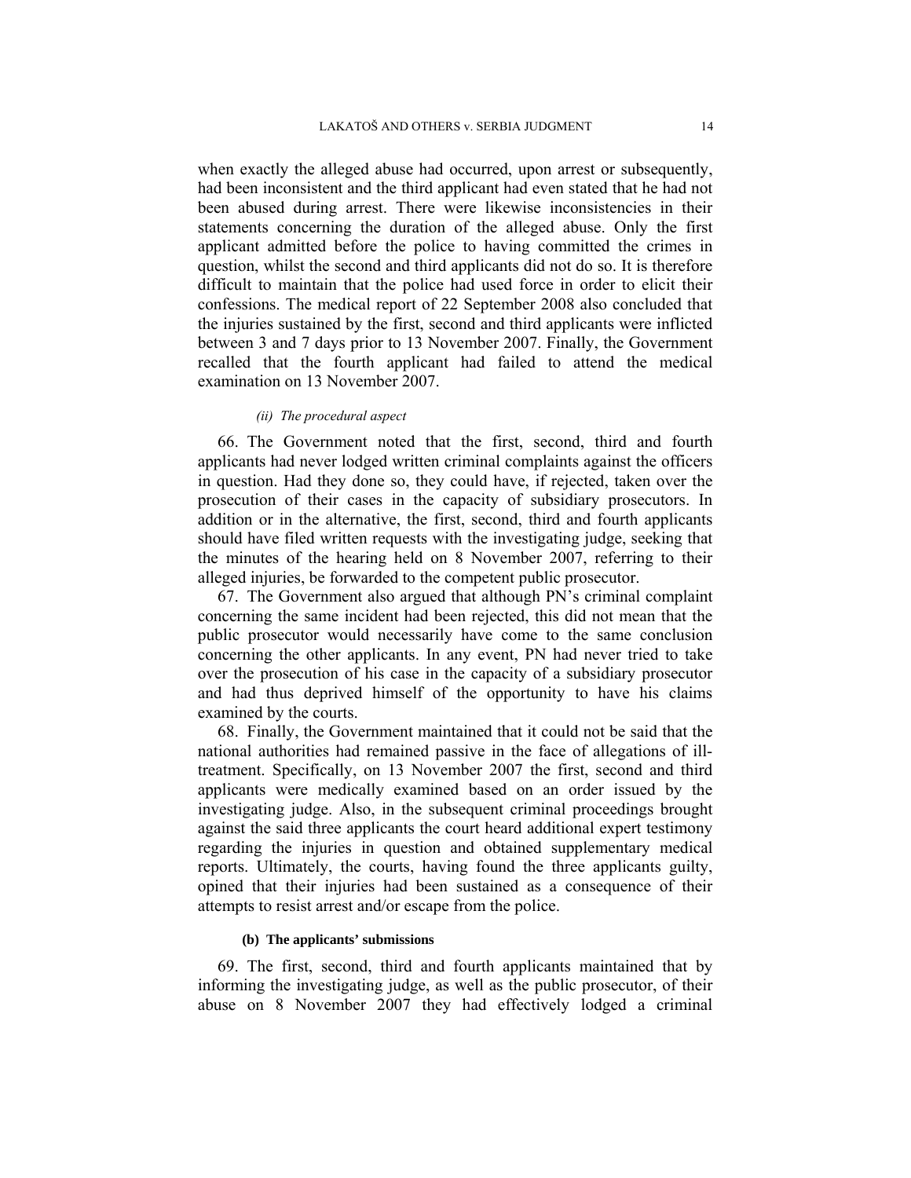when exactly the alleged abuse had occurred, upon arrest or subsequently, had been inconsistent and the third applicant had even stated that he had not been abused during arrest. There were likewise inconsistencies in their statements concerning the duration of the alleged abuse. Only the first applicant admitted before the police to having committed the crimes in question, whilst the second and third applicants did not do so. It is therefore difficult to maintain that the police had used force in order to elicit their confessions. The medical report of 22 September 2008 also concluded that the injuries sustained by the first, second and third applicants were inflicted between 3 and 7 days prior to 13 November 2007. Finally, the Government recalled that the fourth applicant had failed to attend the medical examination on 13 November 2007.

*(ii) The procedural aspect*

66. The Government noted that the first, second, third and fourth applicants had never lodged written criminal complaints against the officers in question. Had they done so, they could have, if rejected, taken over the prosecution of their cases in the capacity of subsidiary prosecutors. In addition or in the alternative, the first, second, third and fourth applicants should have filed written requests with the investigating judge, seeking that the minutes of the hearing held on 8 November 2007, referring to their alleged injuries, be forwarded to the competent public prosecutor.

67. The Government also argued that although PN's criminal complaint concerning the same incident had been rejected, this did not mean that the public prosecutor would necessarily have come to the same conclusion concerning the other applicants. In any event, PN had never tried to take over the prosecution of his case in the capacity of a subsidiary prosecutor and had thus deprived himself of the opportunity to have his claims examined by the courts.

68. Finally, the Government maintained that it could not be said that the national authorities had remained passive in the face of allegations of ill-treatment. Specifically, on 13 November 2007 the first, second and third applicants were medically examined based on an order issued by the investigating judge. Also, in the subsequent criminal proceedings brought against the said three applicants the court heard additional expert testimony regarding the injuries in question and obtained supplementary medical reports. Ultimately, the courts, having found the three applicants guilty, opined that their injuries had been sustained as a consequence of their attempts to resist arrest and/or escape from the police.

**(b) The applicants' submissions**

69. The first, second, third and fourth applicants maintained that by informing the investigating judge, as well as the public prosecutor, of their abuse on 8 November 2007 they had effectively lodged a criminal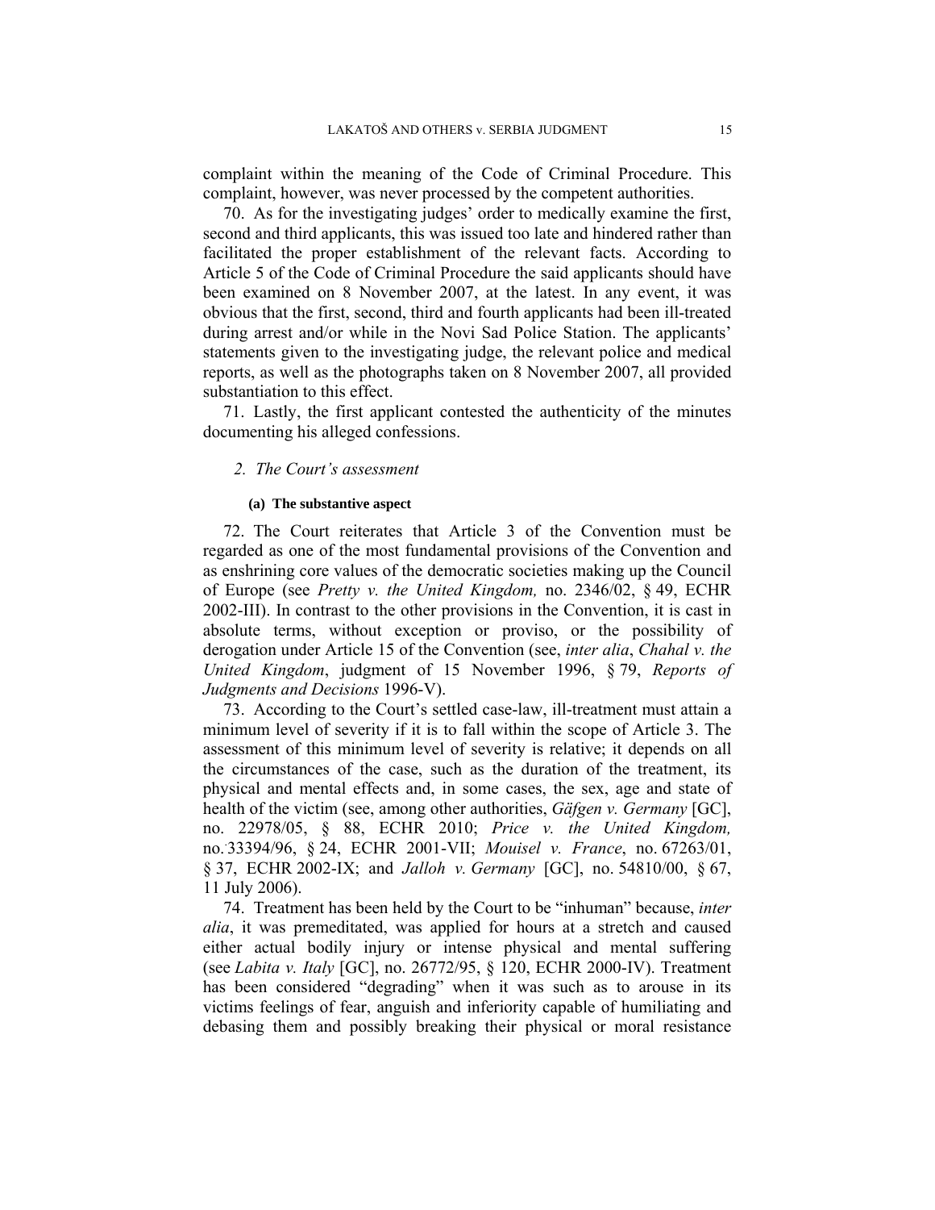complaint within the meaning of the Code of Criminal Procedure. This complaint, however, was never processed by the competent authorities.

70. As for the investigating judges' order to medically examine the first, second and third applicants, this was issued too late and hindered rather than facilitated the proper establishment of the relevant facts. According to Article 5 of the Code of Criminal Procedure the said applicants should have been examined on 8 November 2007, at the latest. In any event, it was obvious that the first, second, third and fourth applicants had been ill-treated during arrest and/or while in the Novi Sad Police Station. The applicants' statements given to the investigating judge, the relevant police and medical reports, as well as the photographs taken on 8 November 2007, all provided substantiation to this effect.

71. Lastly, the first applicant contested the authenticity of the minutes documenting his alleged confessions.

### *2. The Court's assessment*

#### **(a) The substantive aspect**

72. The Court reiterates that Article 3 of the Convention must be regarded as one of the most fundamental provisions of the Convention and as enshrining core values of the democratic societies making up the Council of Europe (see *Pretty v. the United Kingdom,* no. 2346/02, § 49, ECHR 2002-III). In contrast to the other provisions in the Convention, it is cast in absolute terms, without exception or proviso, or the possibility of derogation under Article 15 of the Convention (see, *inter alia*, *Chahal v. the United Kingdom*, judgment of 15 November 1996, § 79, *Reports of Judgments and Decisions* 1996-V).

73. According to the Court's settled case-law, ill-treatment must attain a minimum level of severity if it is to fall within the scope of Article 3. The assessment of this minimum level of severity is relative; it depends on all the circumstances of the case, such as the duration of the treatment, its physical and mental effects and, in some cases, the sex, age and state of health of the victim (see, among other authorities, *Gäfgen v. Germany* [GC], no. 22978/05, § 88, ECHR 2010; *Price v. the United Kingdom,* no. 33394/96, § 24, ECHR 2001-VII; *Mouisel v. France*, no. 67263/01, § 37, ECHR 2002-IX; and *Jalloh v. Germany* [GC], no. 54810/00, § 67, 11 July 2006).

74. Treatment has been held by the Court to be "inhuman" because, *inter alia*, it was premeditated, was applied for hours at a stretch and caused either actual bodily injury or intense physical and mental suffering (see *Labita v. Italy* [GC], no. 26772/95, § 120, ECHR 2000-IV). Treatment has been considered "degrading" when it was such as to arouse in its victims feelings of fear, anguish and inferiority capable of humiliating and debasing them and possibly breaking their physical or moral resistance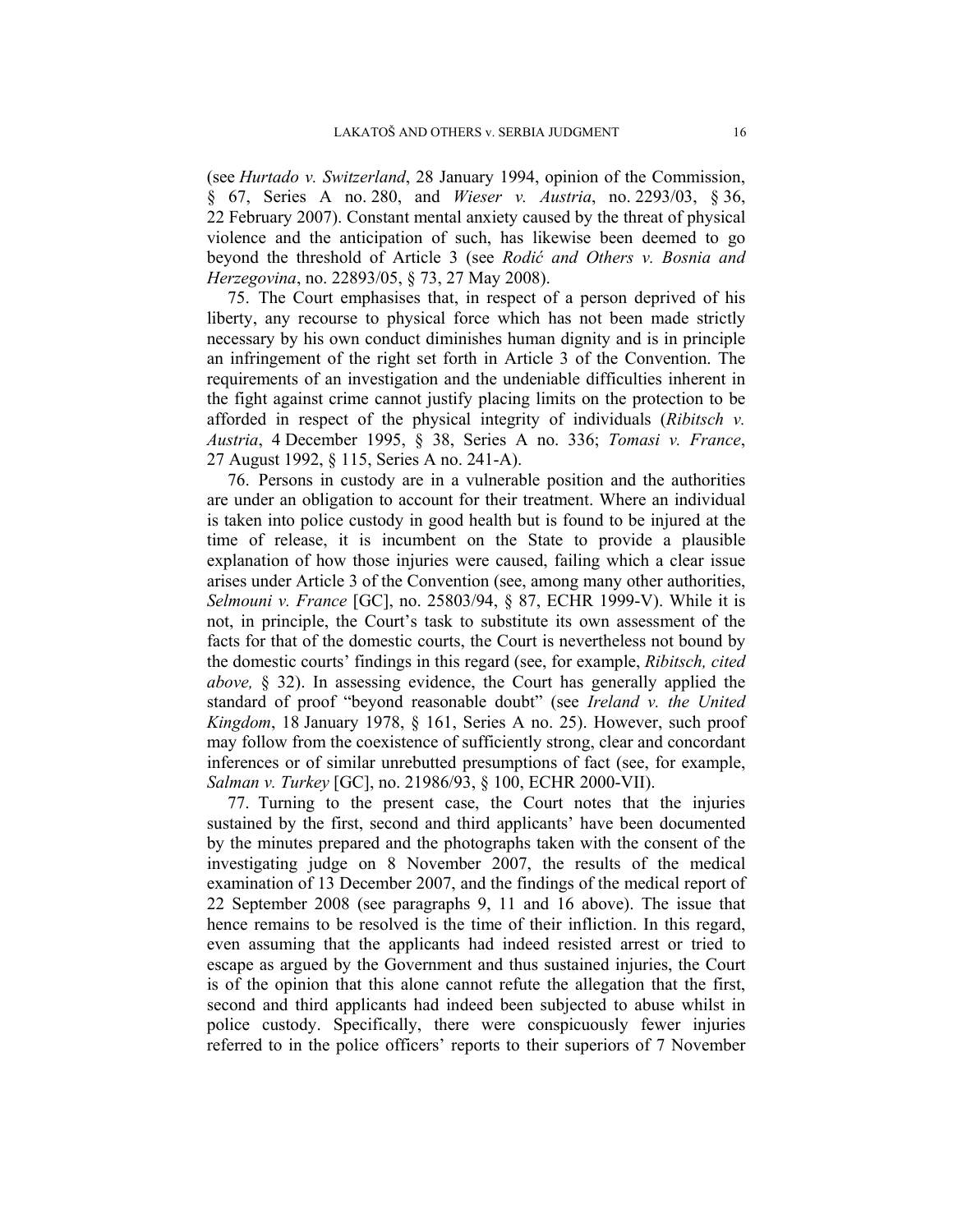(see *Hurtado v. Switzerland*, 28 January 1994, opinion of the Commission, § 67, Series A no. 280, and *Wieser v. Austria*, no. 2293/03, § 36, 22 February 2007). Constant mental anxiety caused by the threat of physical violence and the anticipation of such, has likewise been deemed to go beyond the threshold of Article 3 (see *Rodić and Others v. Bosnia and Herzegovina*, no. 22893/05, § 73, 27 May 2008).

75. The Court emphasises that, in respect of a person deprived of his liberty, any recourse to physical force which has not been made strictly necessary by his own conduct diminishes human dignity and is in principle an infringement of the right set forth in Article 3 of the Convention. The requirements of an investigation and the undeniable difficulties inherent in the fight against crime cannot justify placing limits on the protection to be afforded in respect of the physical integrity of individuals (*Ribitsch v. Austria*, 4 December 1995, § 38, Series A no. 336; *Tomasi v. France*, 27 August 1992, § 115, Series A no. 241-A).

76. Persons in custody are in a vulnerable position and the authorities are under an obligation to account for their treatment. Where an individual is taken into police custody in good health but is found to be injured at the time of release, it is incumbent on the State to provide a plausible explanation of how those injuries were caused, failing which a clear issue arises under Article 3 of the Convention (see, among many other authorities, *Selmouni v. France* [GC], no. 25803/94, § 87, ECHR 1999-V). While it is not, in principle, the Court's task to substitute its own assessment of the facts for that of the domestic courts, the Court is nevertheless not bound by the domestic courts' findings in this regard (see, for example, *Ribitsch, cited above,* § 32). In assessing evidence, the Court has generally applied the standard of proof "beyond reasonable doubt" (see *Ireland v. the United Kingdom*, 18 January 1978, § 161, Series A no. 25). However, such proof may follow from the coexistence of sufficiently strong, clear and concordant inferences or of similar unrebutted presumptions of fact (see, for example, *Salman v. Turkey* [GC], no. 21986/93, § 100, ECHR 2000-VII).

77. Turning to the present case, the Court notes that the injuries sustained by the first, second and third applicants' have been documented by the minutes prepared and the photographs taken with the consent of the investigating judge on 8 November 2007, the results of the medical examination of 13 December 2007, and the findings of the medical report of 22 September 2008 (see paragraphs 9, 11 and 16 above). The issue that hence remains to be resolved is the time of their infliction. In this regard, even assuming that the applicants had indeed resisted arrest or tried to escape as argued by the Government and thus sustained injuries, the Court is of the opinion that this alone cannot refute the allegation that the first, second and third applicants had indeed been subjected to abuse whilst in police custody. Specifically, there were conspicuously fewer injuries referred to in the police officers' reports to their superiors of 7 November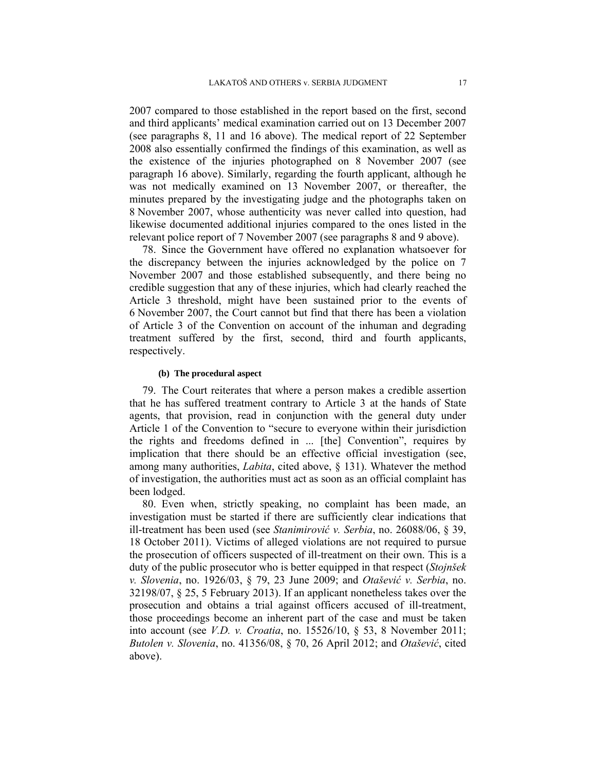2007 compared to those established in the report based on the first, second and third applicants' medical examination carried out on 13 December 2007 (see paragraphs 8, 11 and 16 above). The medical report of 22 September 2008 also essentially confirmed the findings of this examination, as well as the existence of the injuries photographed on 8 November 2007 (see paragraph 16 above). Similarly, regarding the fourth applicant, although he was not medically examined on 13 November 2007, or thereafter, the minutes prepared by the investigating judge and the photographs taken on 8 November 2007, whose authenticity was never called into question, had likewise documented additional injuries compared to the ones listed in the relevant police report of 7 November 2007 (see paragraphs 8 and 9 above).

78. Since the Government have offered no explanation whatsoever for the discrepancy between the injuries acknowledged by the police on 7 November 2007 and those established subsequently, and there being no credible suggestion that any of these injuries, which had clearly reached the Article 3 threshold, might have been sustained prior to the events of 6 November 2007, the Court cannot but find that there has been a violation of Article 3 of the Convention on account of the inhuman and degrading treatment suffered by the first, second, third and fourth applicants, respectively.

#### (b) The procedural aspect

79. The Court reiterates that where a person makes a credible assertion that he has suffered treatment contrary to Article 3 at the hands of State agents, that provision, read in conjunction with the general duty under Article 1 of the Convention to "secure to everyone within their jurisdiction the rights and freedoms defined in ... [the] Convention", requires by implication that there should be an effective official investigation (see, among many authorities, *Labita*, cited above, § 131). Whatever the method of investigation, the authorities must act as soon as an official complaint has been lodged.

80. Even when, strictly speaking, no complaint has been made, an investigation must be started if there are sufficiently clear indications that ill-treatment has been used (see *Stanimirović v. Serbia*, no. 26088/06, § 39, 18 October 2011). Victims of alleged violations are not required to pursue the prosecution of officers suspected of ill-treatment on their own. This is a duty of the public prosecutor who is better equipped in that respect (*Stojnšek v. Slovenia*, no. 1926/03, § 79, 23 June 2009; and *Otašević v. Serbia*, no. 32198/07, § 25, 5 February 2013). If an applicant nonetheless takes over the prosecution and obtains a trial against officers accused of ill-treatment, those proceedings become an inherent part of the case and must be taken into account (see *V.D. v. Croatia*, no. 15526/10, § 53, 8 November 2011; *Butolen v. Slovenia*, no. 41356/08, § 70, 26 April 2012; and *Otašević*, cited above).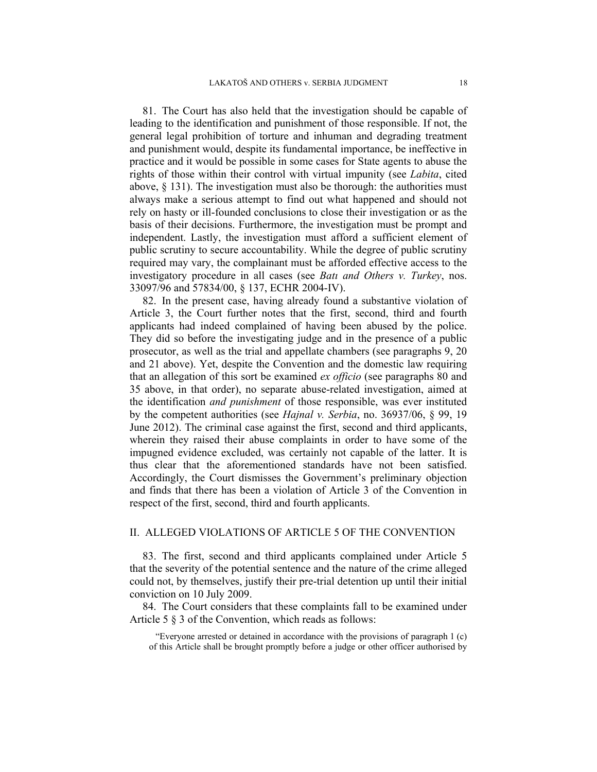81. The Court has also held that the investigation should be capable of leading to the identification and punishment of those responsible. If not, the general legal prohibition of torture and inhuman and degrading treatment and punishment would, despite its fundamental importance, be ineffective in practice and it would be possible in some cases for State agents to abuse the rights of those within their control with virtual impunity (see *Labita*, cited above, § 131). The investigation must also be thorough: the authorities must always make a serious attempt to find out what happened and should not rely on hasty or ill-founded conclusions to close their investigation or as the basis of their decisions. Furthermore, the investigation must be prompt and independent. Lastly, the investigation must afford a sufficient element of public scrutiny to secure accountability. While the degree of public scrutiny required may vary, the complainant must be afforded effective access to the investigatory procedure in all cases (see *Batı and Others v. Turkey*, nos. 33097/96 and 57834/00, § 137, ECHR 2004-IV).

82. In the present case, having already found a substantive violation of Article 3, the Court further notes that the first, second, third and fourth applicants had indeed complained of having been abused by the police. They did so before the investigating judge and in the presence of a public prosecutor, as well as the trial and appellate chambers (see paragraphs 9, 20 and 21 above). Yet, despite the Convention and the domestic law requiring that an allegation of this sort be examined *ex officio* (see paragraphs 80 and 35 above, in that order), no separate abuse-related investigation, aimed at the identification *and punishment* of those responsible, was ever instituted by the competent authorities (see *Hajnal v. Serbia*, no. 36937/06, § 99, 19 June 2012). The criminal case against the first, second and third applicants, wherein they raised their abuse complaints in order to have some of the impugned evidence excluded, was certainly not capable of the latter. It is thus clear that the aforementioned standards have not been satisfied. Accordingly, the Court dismisses the Government's preliminary objection and finds that there has been a violation of Article 3 of the Convention in respect of the first, second, third and fourth applicants.

## II. ALLEGED VIOLATIONS OF ARTICLE 5 OF THE CONVENTION

83. The first, second and third applicants complained under Article 5 that the severity of the potential sentence and the nature of the crime alleged could not, by themselves, justify their pre-trial detention up until their initial conviction on 10 July 2009.

84. The Court considers that these complaints fall to be examined under Article 5 § 3 of the Convention, which reads as follows:

> "Everyone arrested or detained in accordance with the provisions of paragraph 1 (c) of this Article shall be brought promptly before a judge or other officer authorised by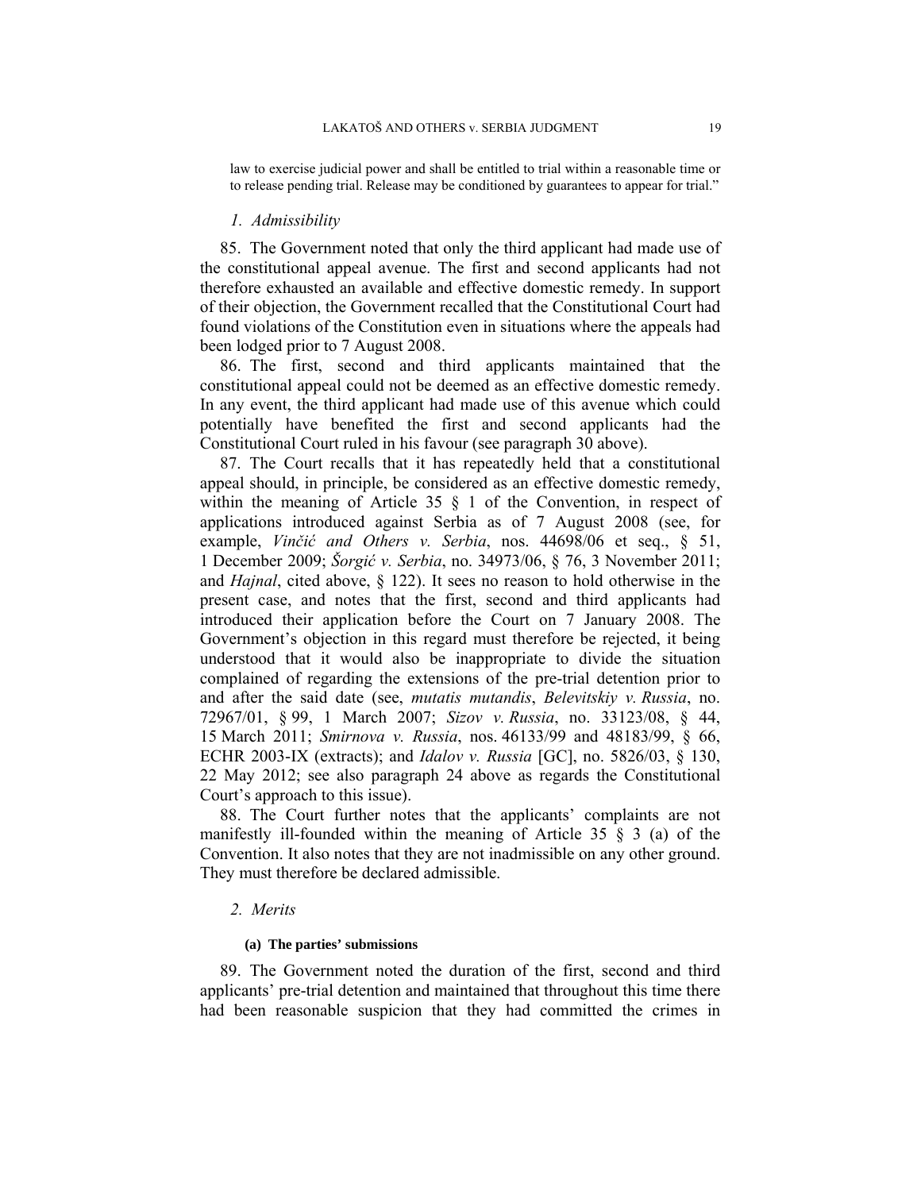law to exercise judicial power and shall be entitled to trial within a reasonable time or to release pending trial. Release may be conditioned by guarantees to appear for trial."

### 1. Admissibility

85. The Government noted that only the third applicant had made use of the constitutional appeal avenue. The first and second applicants had not therefore exhausted an available and effective domestic remedy. In support of their objection, the Government recalled that the Constitutional Court had found violations of the Constitution even in situations where the appeals had been lodged prior to 7 August 2008.

86. The first, second and third applicants maintained that the constitutional appeal could not be deemed as an effective domestic remedy. In any event, the third applicant had made use of this avenue which could potentially have benefited the first and second applicants had the Constitutional Court ruled in his favour (see paragraph 30 above).

87. The Court recalls that it has repeatedly held that a constitutional appeal should, in principle, be considered as an effective domestic remedy, within the meaning of Article 35 § 1 of the Convention, in respect of applications introduced against Serbia as of 7 August 2008 (see, for example, *Vinčić and Others v. Serbia*, nos. 44698/06 et seq., § 51, 1 December 2009; *Šorgić v. Serbia*, no. 34973/06, § 76, 3 November 2011; and *Hajnal*, cited above, § 122). It sees no reason to hold otherwise in the present case, and notes that the first, second and third applicants had introduced their application before the Court on 7 January 2008. The Government's objection in this regard must therefore be rejected, it being understood that it would also be inappropriate to divide the situation complained of regarding the extensions of the pre-trial detention prior to and after the said date (see, *mutatis mutandis*, *Belevitskiy v. Russia*, no. 72967/01, § 99, 1 March 2007; *Sizov v. Russia*, no. 33123/08, § 44, 15 March 2011; *Smirnova v. Russia*, nos. 46133/99 and 48183/99, § 66, ECHR 2003-IX (extracts); and *Idalov v. Russia* [GC], no. 5826/03, § 130, 22 May 2012; see also paragraph 24 above as regards the Constitutional Court's approach to this issue).

88. The Court further notes that the applicants' complaints are not manifestly ill-founded within the meaning of Article 35 § 3 (a) of the Convention. It also notes that they are not inadmissible on any other ground. They must therefore be declared admissible.

### 2. Merits

#### (a) The parties' submissions

89. The Government noted the duration of the first, second and third applicants' pre-trial detention and maintained that throughout this time there had been reasonable suspicion that they had committed the crimes in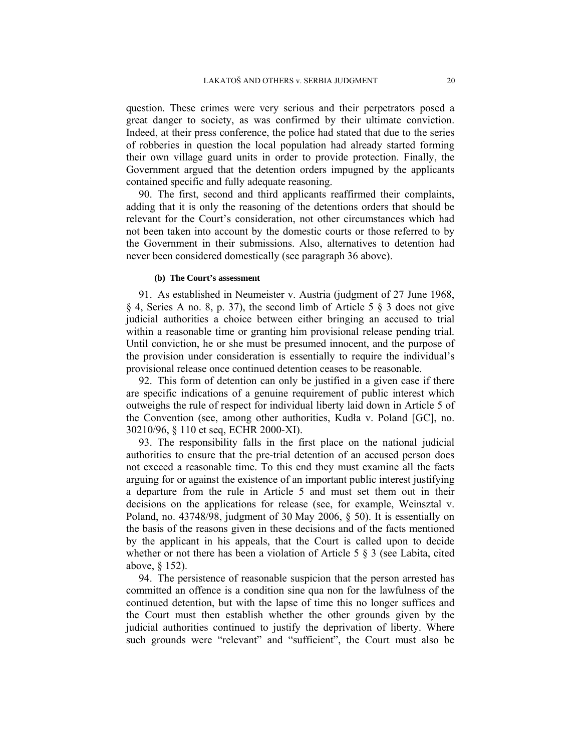question. These crimes were very serious and their perpetrators posed a great danger to society, as was confirmed by their ultimate conviction. Indeed, at their press conference, the police had stated that due to the series of robberies in question the local population had already started forming their own village guard units in order to provide protection. Finally, the Government argued that the detention orders impugned by the applicants contained specific and fully adequate reasoning.

90. The first, second and third applicants reaffirmed their complaints, adding that it is only the reasoning of the detentions orders that should be relevant for the Court's consideration, not other circumstances which had not been taken into account by the domestic courts or those referred to by the Government in their submissions. Also, alternatives to detention had never been considered domestically (see paragraph 36 above).

#### (b) The Court's assessment

91. As established in Neumeister v. Austria (judgment of 27 June 1968, § 4, Series A no. 8, p. 37), the second limb of Article 5 § 3 does not give judicial authorities a choice between either bringing an accused to trial within a reasonable time or granting him provisional release pending trial. Until conviction, he or she must be presumed innocent, and the purpose of the provision under consideration is essentially to require the individual's provisional release once continued detention ceases to be reasonable.

92. This form of detention can only be justified in a given case if there are specific indications of a genuine requirement of public interest which outweighs the rule of respect for individual liberty laid down in Article 5 of the Convention (see, among other authorities, Kudła v. Poland [GC], no. 30210/96, § 110 et seq, ECHR 2000-XI).

93. The responsibility falls in the first place on the national judicial authorities to ensure that the pre-trial detention of an accused person does not exceed a reasonable time. To this end they must examine all the facts arguing for or against the existence of an important public interest justifying a departure from the rule in Article 5 and must set them out in their decisions on the applications for release (see, for example, Weinsztal v. Poland, no. 43748/98, judgment of 30 May 2006, § 50). It is essentially on the basis of the reasons given in these decisions and of the facts mentioned by the applicant in his appeals, that the Court is called upon to decide whether or not there has been a violation of Article 5 § 3 (see Labita, cited above, § 152).

94. The persistence of reasonable suspicion that the person arrested has committed an offence is a condition sine qua non for the lawfulness of the continued detention, but with the lapse of time this no longer suffices and the Court must then establish whether the other grounds given by the judicial authorities continued to justify the deprivation of liberty. Where such grounds were "relevant" and "sufficient", the Court must also be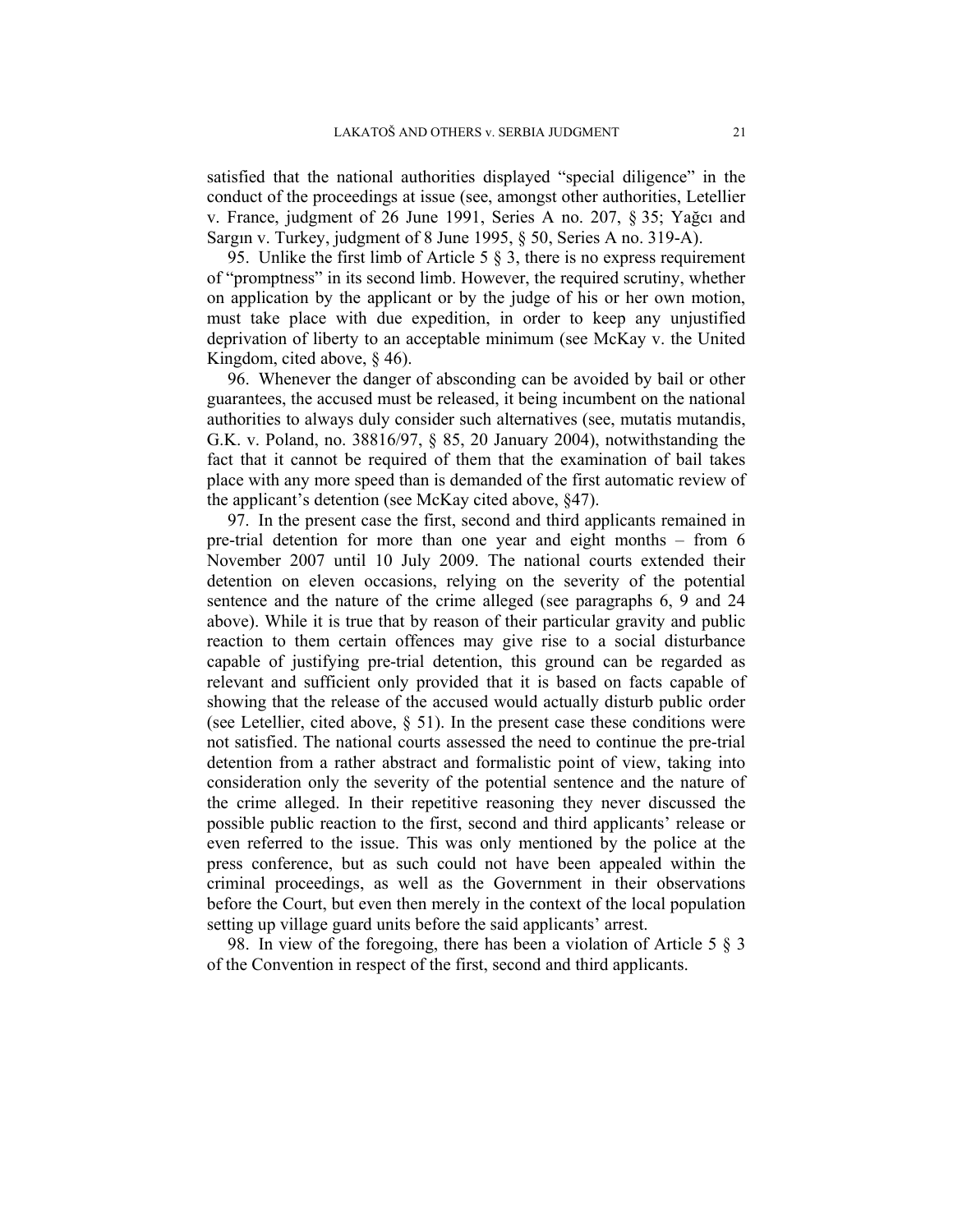satisfied that the national authorities displayed "special diligence" in the conduct of the proceedings at issue (see, amongst other authorities, Letellier v. France, judgment of 26 June 1991, Series A no. 207, § 35; Yağcı and Sargın v. Turkey, judgment of 8 June 1995, § 50, Series A no. 319-A).

95. Unlike the first limb of Article 5 § 3, there is no express requirement of "promptness" in its second limb. However, the required scrutiny, whether on application by the applicant or by the judge of his or her own motion, must take place with due expedition, in order to keep any unjustified deprivation of liberty to an acceptable minimum (see McKay v. the United Kingdom, cited above, § 46).

96. Whenever the danger of absconding can be avoided by bail or other guarantees, the accused must be released, it being incumbent on the national authorities to always duly consider such alternatives (see, mutatis mutandis, G.K. v. Poland, no. 38816/97, § 85, 20 January 2004), notwithstanding the fact that it cannot be required of them that the examination of bail takes place with any more speed than is demanded of the first automatic review of the applicant's detention (see McKay cited above, §47).

97. In the present case the first, second and third applicants remained in pre-trial detention for more than one year and eight months – from 6 November 2007 until 10 July 2009. The national courts extended their detention on eleven occasions, relying on the severity of the potential sentence and the nature of the crime alleged (see paragraphs 6, 9 and 24 above). While it is true that by reason of their particular gravity and public reaction to them certain offences may give rise to a social disturbance capable of justifying pre-trial detention, this ground can be regarded as relevant and sufficient only provided that it is based on facts capable of showing that the release of the accused would actually disturb public order (see Letellier, cited above, § 51). In the present case these conditions were not satisfied. The national courts assessed the need to continue the pre-trial detention from a rather abstract and formalistic point of view, taking into consideration only the severity of the potential sentence and the nature of the crime alleged. In their repetitive reasoning they never discussed the possible public reaction to the first, second and third applicants' release or even referred to the issue. This was only mentioned by the police at the press conference, but as such could not have been appealed within the criminal proceedings, as well as the Government in their observations before the Court, but even then merely in the context of the local population setting up village guard units before the said applicants' arrest.

98. In view of the foregoing, there has been a violation of Article 5 § 3 of the Convention in respect of the first, second and third applicants.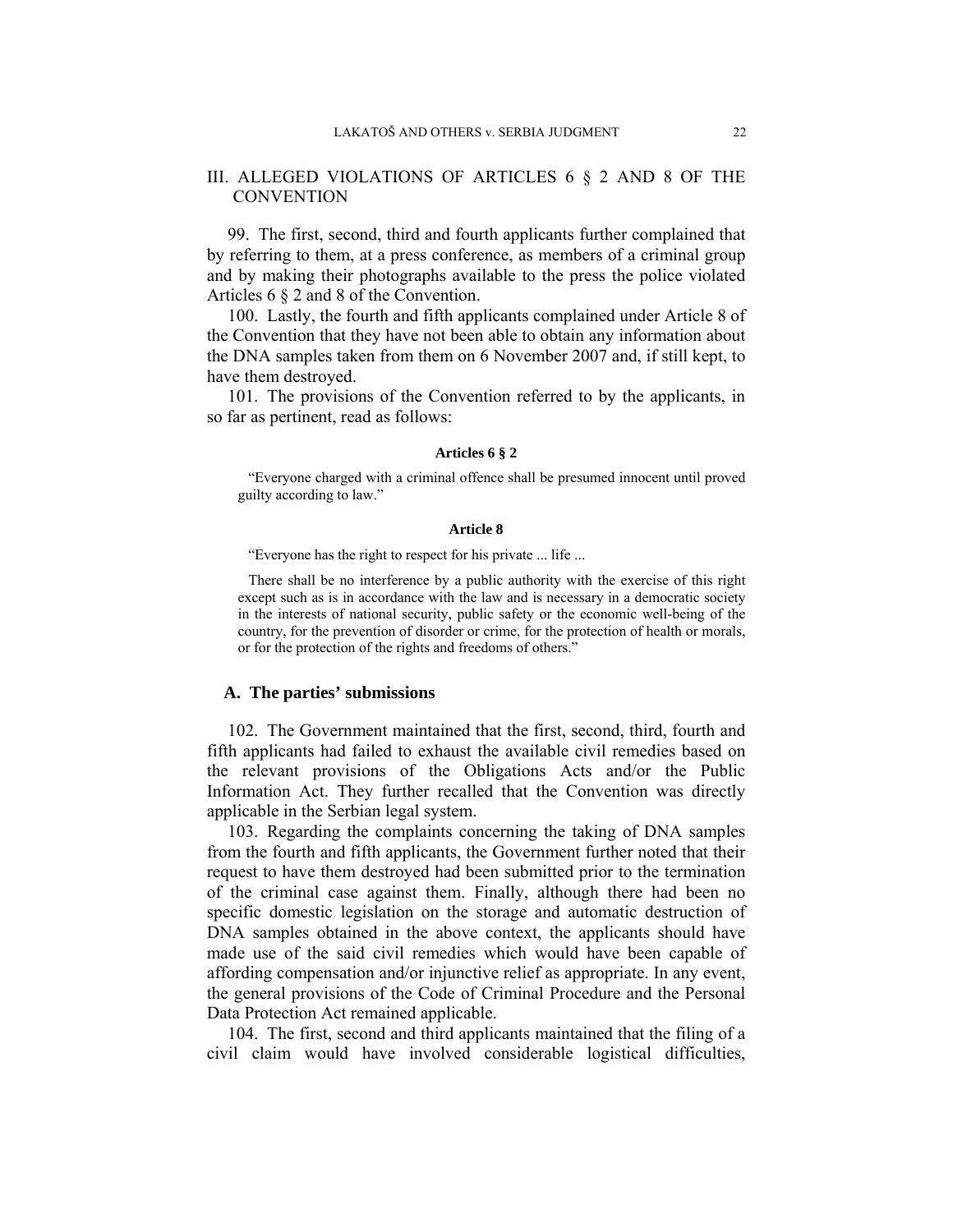## III. ALLEGED VIOLATIONS OF ARTICLES 6 § 2 AND 8 OF THE CONVENTION

99. The first, second, third and fourth applicants further complained that by referring to them, at a press conference, as members of a criminal group and by making their photographs available to the press the police violated Articles 6 § 2 and 8 of the Convention.

100. Lastly, the fourth and fifth applicants complained under Article 8 of the Convention that they have not been able to obtain any information about the DNA samples taken from them on 6 November 2007 and, if still kept, to have them destroyed.

101. The provisions of the Convention referred to by the applicants, in so far as pertinent, read as follows:

**Articles 6 § 2**

"Everyone charged with a criminal offence shall be presumed innocent until proved guilty according to law."

**Article 8**

"Everyone has the right to respect for his private ... life ...

There shall be no interference by a public authority with the exercise of this right except such as is in accordance with the law and is necessary in a democratic society in the interests of national security, public safety or the economic well-being of the country, for the prevention of disorder or crime, for the protection of health or morals, or for the protection of the rights and freedoms of others."

### A. The parties' submissions

102. The Government maintained that the first, second, third, fourth and fifth applicants had failed to exhaust the available civil remedies based on the relevant provisions of the Obligations Acts and/or the Public Information Act. They further recalled that the Convention was directly applicable in the Serbian legal system.

103. Regarding the complaints concerning the taking of DNA samples from the fourth and fifth applicants, the Government further noted that their request to have them destroyed had been submitted prior to the termination of the criminal case against them. Finally, although there had been no specific domestic legislation on the storage and automatic destruction of DNA samples obtained in the above context, the applicants should have made use of the said civil remedies which would have been capable of affording compensation and/or injunctive relief as appropriate. In any event, the general provisions of the Code of Criminal Procedure and the Personal Data Protection Act remained applicable.

104. The first, second and third applicants maintained that the filing of a civil claim would have involved considerable logistical difficulties,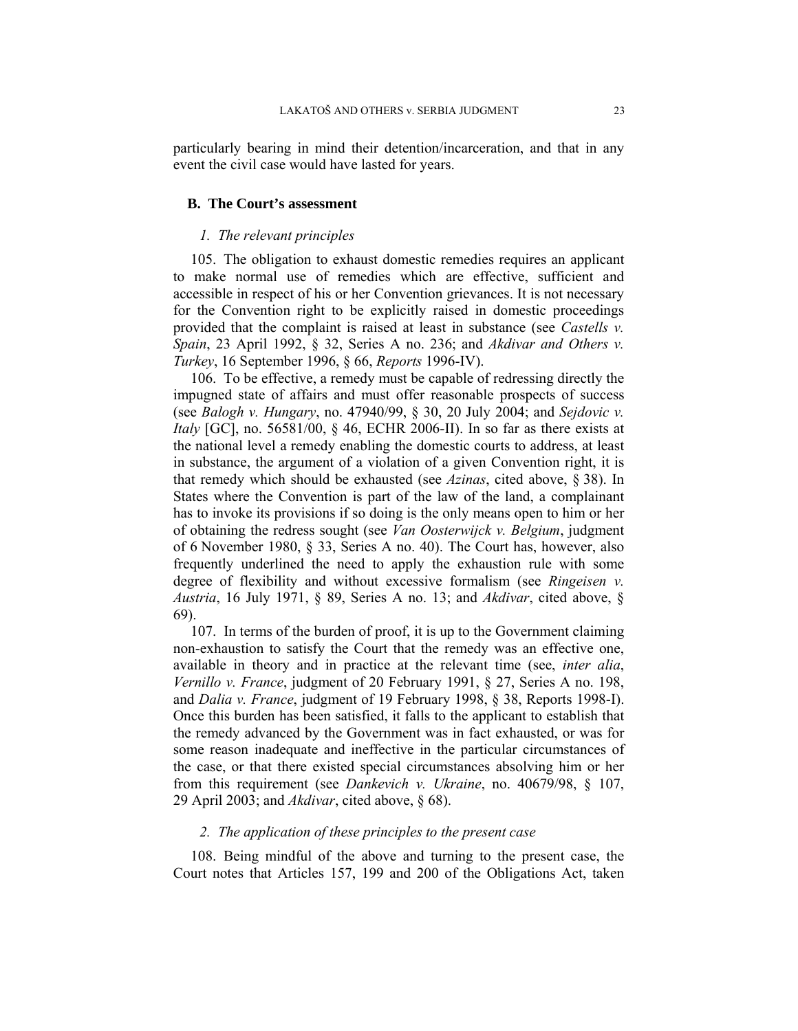particularly bearing in mind their detention/incarceration, and that in any event the civil case would have lasted for years.

### B. The Court's assessment

#### *1. The relevant principles*

105. The obligation to exhaust domestic remedies requires an applicant to make normal use of remedies which are effective, sufficient and accessible in respect of his or her Convention grievances. It is not necessary for the Convention right to be explicitly raised in domestic proceedings provided that the complaint is raised at least in substance (see *Castells v. Spain*, 23 April 1992, § 32, Series A no. 236; and *Akdivar and Others v. Turkey*, 16 September 1996, § 66, *Reports* 1996-IV).

106. To be effective, a remedy must be capable of redressing directly the impugned state of affairs and must offer reasonable prospects of success (see *Balogh v. Hungary*, no. 47940/99, § 30, 20 July 2004; and *Sejdovic v. Italy* [GC], no. 56581/00, § 46, ECHR 2006-II). In so far as there exists at the national level a remedy enabling the domestic courts to address, at least in substance, the argument of a violation of a given Convention right, it is that remedy which should be exhausted (see *Azinas*, cited above, § 38). In States where the Convention is part of the law of the land, a complainant has to invoke its provisions if so doing is the only means open to him or her of obtaining the redress sought (see *Van Oosterwijck v. Belgium*, judgment of 6 November 1980, § 33, Series A no. 40). The Court has, however, also frequently underlined the need to apply the exhaustion rule with some degree of flexibility and without excessive formalism (see *Ringeisen v. Austria*, 16 July 1971, § 89, Series A no. 13; and *Akdivar*, cited above, § 69).

107. In terms of the burden of proof, it is up to the Government claiming non-exhaustion to satisfy the Court that the remedy was an effective one, available in theory and in practice at the relevant time (see, *inter alia*, *Vernillo v. France*, judgment of 20 February 1991, § 27, Series A no. 198, and *Dalia v. France*, judgment of 19 February 1998, § 38, Reports 1998-I). Once this burden has been satisfied, it falls to the applicant to establish that the remedy advanced by the Government was in fact exhausted, or was for some reason inadequate and ineffective in the particular circumstances of the case, or that there existed special circumstances absolving him or her from this requirement (see *Dankevich v. Ukraine*, no. 40679/98, § 107, 29 April 2003; and *Akdivar*, cited above, § 68).

#### *2. The application of these principles to the present case*

108. Being mindful of the above and turning to the present case, the Court notes that Articles 157, 199 and 200 of the Obligations Act, taken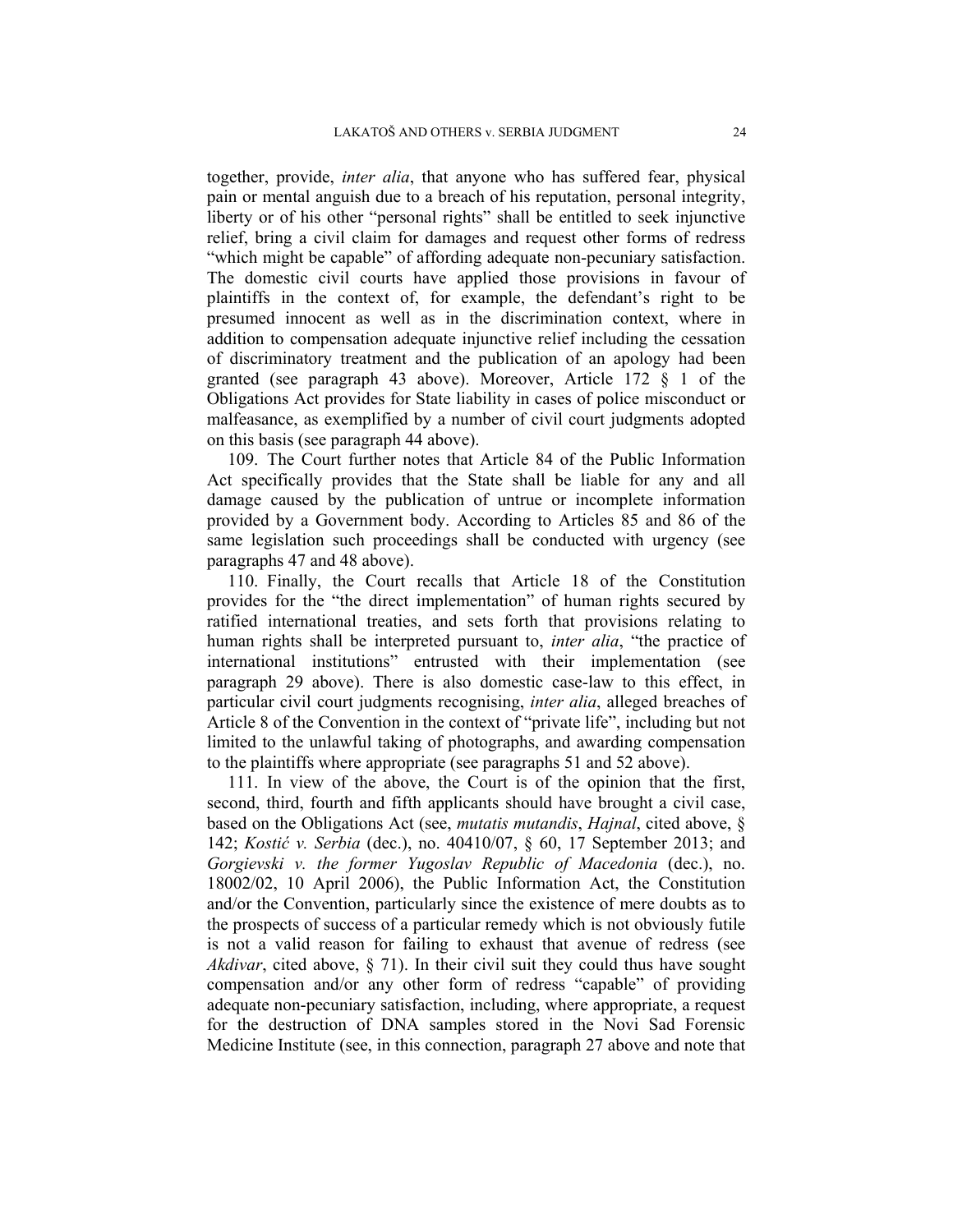together, provide, *inter alia*, that anyone who has suffered fear, physical pain or mental anguish due to a breach of his reputation, personal integrity, liberty or of his other "personal rights" shall be entitled to seek injunctive relief, bring a civil claim for damages and request other forms of redress "which might be capable" of affording adequate non-pecuniary satisfaction. The domestic civil courts have applied those provisions in favour of plaintiffs in the context of, for example, the defendant's right to be presumed innocent as well as in the discrimination context, where in addition to compensation adequate injunctive relief including the cessation of discriminatory treatment and the publication of an apology had been granted (see paragraph 43 above). Moreover, Article 172 § 1 of the Obligations Act provides for State liability in cases of police misconduct or malfeasance, as exemplified by a number of civil court judgments adopted on this basis (see paragraph 44 above).

109. The Court further notes that Article 84 of the Public Information Act specifically provides that the State shall be liable for any and all damage caused by the publication of untrue or incomplete information provided by a Government body. According to Articles 85 and 86 of the same legislation such proceedings shall be conducted with urgency (see paragraphs 47 and 48 above).

110. Finally, the Court recalls that Article 18 of the Constitution provides for the "the direct implementation" of human rights secured by ratified international treaties, and sets forth that provisions relating to human rights shall be interpreted pursuant to, *inter alia*, "the practice of international institutions" entrusted with their implementation (see paragraph 29 above). There is also domestic case-law to this effect, in particular civil court judgments recognising, *inter alia*, alleged breaches of Article 8 of the Convention in the context of "private life", including but not limited to the unlawful taking of photographs, and awarding compensation to the plaintiffs where appropriate (see paragraphs 51 and 52 above).

111. In view of the above, the Court is of the opinion that the first, second, third, fourth and fifth applicants should have brought a civil case, based on the Obligations Act (see, *mutatis mutandis*, *Hajnal*, cited above, § 142; *Kostić v. Serbia* (dec.), no. 40410/07, § 60, 17 September 2013; and *Gorgievski v. the former Yugoslav Republic of Macedonia* (dec.), no. 18002/02, 10 April 2006), the Public Information Act, the Constitution and/or the Convention, particularly since the existence of mere doubts as to the prospects of success of a particular remedy which is not obviously futile is not a valid reason for failing to exhaust that avenue of redress (see *Akdivar*, cited above, § 71). In their civil suit they could thus have sought compensation and/or any other form of redress "capable" of providing adequate non-pecuniary satisfaction, including, where appropriate, a request for the destruction of DNA samples stored in the Novi Sad Forensic Medicine Institute (see, in this connection, paragraph 27 above and note that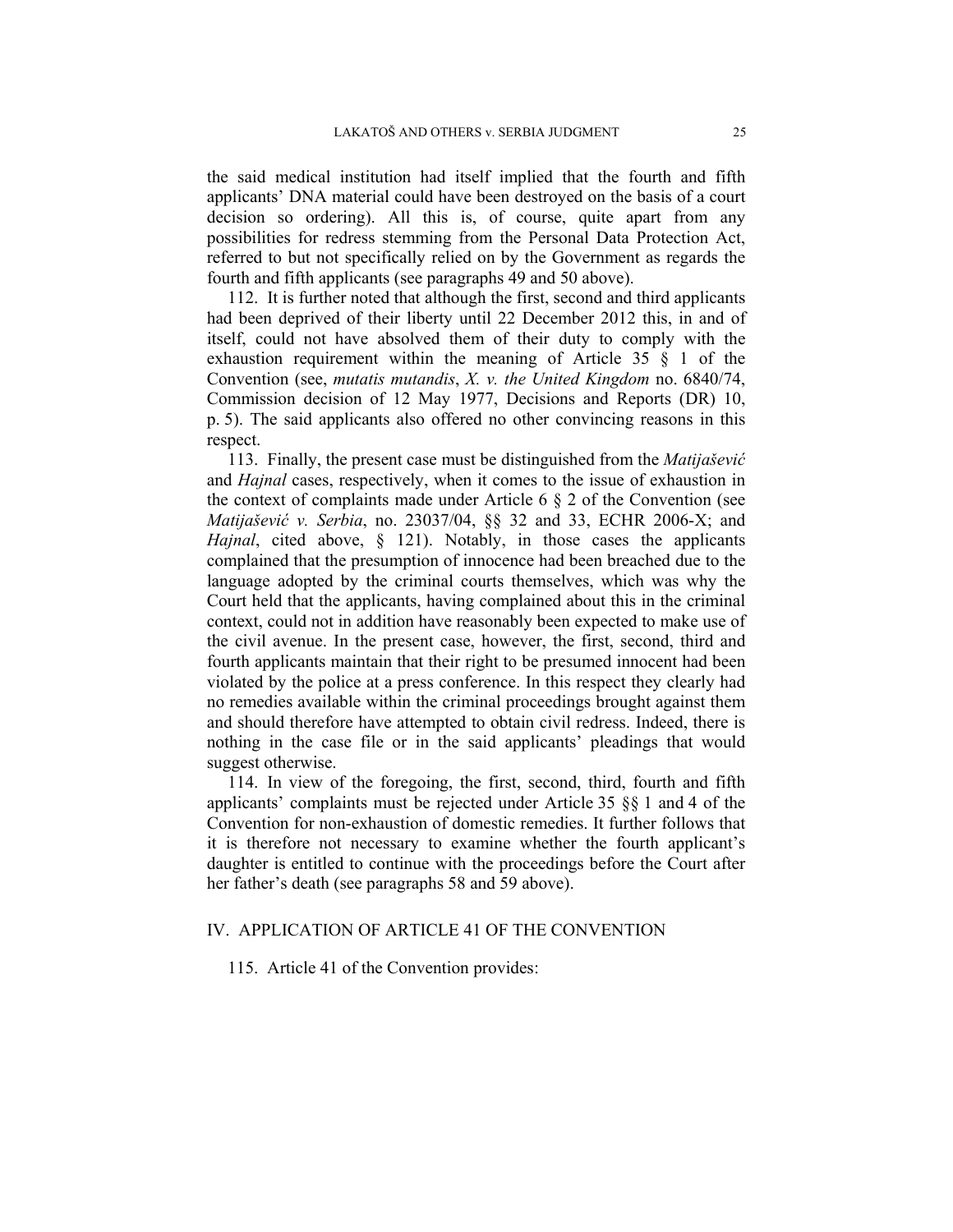the said medical institution had itself implied that the fourth and fifth applicants' DNA material could have been destroyed on the basis of a court decision so ordering). All this is, of course, quite apart from any possibilities for redress stemming from the Personal Data Protection Act, referred to but not specifically relied on by the Government as regards the fourth and fifth applicants (see paragraphs 49 and 50 above).

112. It is further noted that although the first, second and third applicants had been deprived of their liberty until 22 December 2012 this, in and of itself, could not have absolved them of their duty to comply with the exhaustion requirement within the meaning of Article 35 § 1 of the Convention (see, *mutatis mutandis*, *X. v. the United Kingdom* no. 6840/74, Commission decision of 12 May 1977, Decisions and Reports (DR) 10, p. 5). The said applicants also offered no other convincing reasons in this respect.

113. Finally, the present case must be distinguished from the *Matijašević* and *Hajnal* cases, respectively, when it comes to the issue of exhaustion in the context of complaints made under Article 6 § 2 of the Convention (see *Matijašević v. Serbia*, no. 23037/04, §§ 32 and 33, ECHR 2006-X; and *Hajnal*, cited above, § 121). Notably, in those cases the applicants complained that the presumption of innocence had been breached due to the language adopted by the criminal courts themselves, which was why the Court held that the applicants, having complained about this in the criminal context, could not in addition have reasonably been expected to make use of the civil avenue. In the present case, however, the first, second, third and fourth applicants maintain that their right to be presumed innocent had been violated by the police at a press conference. In this respect they clearly had no remedies available within the criminal proceedings brought against them and should therefore have attempted to obtain civil redress. Indeed, there is nothing in the case file or in the said applicants' pleadings that would suggest otherwise.

114. In view of the foregoing, the first, second, third, fourth and fifth applicants' complaints must be rejected under Article 35 §§ 1 and 4 of the Convention for non-exhaustion of domestic remedies. It further follows that it is therefore not necessary to examine whether the fourth applicant's daughter is entitled to continue with the proceedings before the Court after her father's death (see paragraphs 58 and 59 above).

## IV. APPLICATION OF ARTICLE 41 OF THE CONVENTION

115. Article 41 of the Convention provides: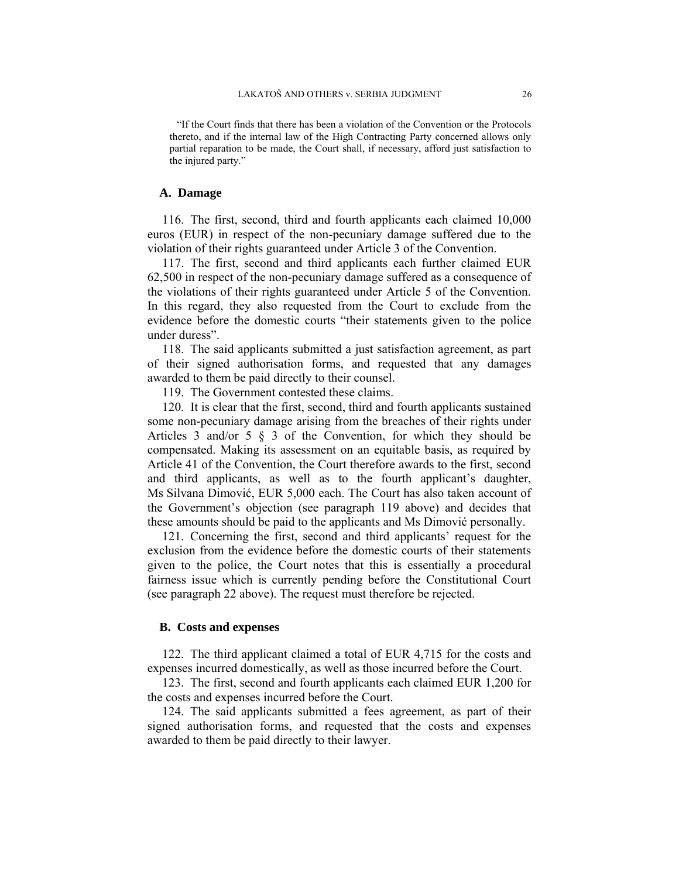> "If the Court finds that there has been a violation of the Convention or the Protocols thereto, and if the internal law of the High Contracting Party concerned allows only partial reparation to be made, the Court shall, if necessary, afford just satisfaction to the injured party."

### A. Damage

116. The first, second, third and fourth applicants each claimed 10,000 euros (EUR) in respect of the non-pecuniary damage suffered due to the violation of their rights guaranteed under Article 3 of the Convention.

117. The first, second and third applicants each further claimed EUR 62,500 in respect of the non-pecuniary damage suffered as a consequence of the violations of their rights guaranteed under Article 5 of the Convention. In this regard, they also requested from the Court to exclude from the evidence before the domestic courts "their statements given to the police under duress".

118. The said applicants submitted a just satisfaction agreement, as part of their signed authorisation forms, and requested that any damages awarded to them be paid directly to their counsel.

119. The Government contested these claims.

120. It is clear that the first, second, third and fourth applicants sustained some non-pecuniary damage arising from the breaches of their rights under Articles 3 and/or 5 § 3 of the Convention, for which they should be compensated. Making its assessment on an equitable basis, as required by Article 41 of the Convention, the Court therefore awards to the first, second and third applicants, as well as to the fourth applicant's daughter, Ms Silvana Dimović, EUR 5,000 each. The Court has also taken account of the Government's objection (see paragraph 119 above) and decides that these amounts should be paid to the applicants and Ms Dimović personally.

121. Concerning the first, second and third applicants' request for the exclusion from the evidence before the domestic courts of their statements given to the police, the Court notes that this is essentially a procedural fairness issue which is currently pending before the Constitutional Court (see paragraph 22 above). The request must therefore be rejected.

### B. Costs and expenses

122. The third applicant claimed a total of EUR 4,715 for the costs and expenses incurred domestically, as well as those incurred before the Court.

123. The first, second and fourth applicants each claimed EUR 1,200 for the costs and expenses incurred before the Court.

124. The said applicants submitted a fees agreement, as part of their signed authorisation forms, and requested that the costs and expenses awarded to them be paid directly to their lawyer.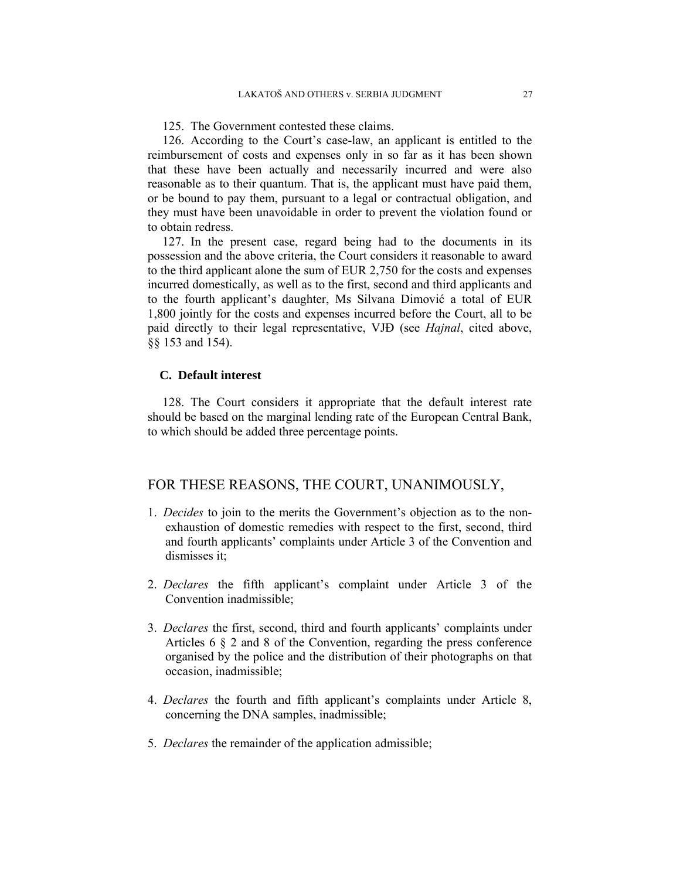125. The Government contested these claims.

126. According to the Court's case-law, an applicant is entitled to the reimbursement of costs and expenses only in so far as it has been shown that these have been actually and necessarily incurred and were also reasonable as to their quantum. That is, the applicant must have paid them, or be bound to pay them, pursuant to a legal or contractual obligation, and they must have been unavoidable in order to prevent the violation found or to obtain redress.

127. In the present case, regard being had to the documents in its possession and the above criteria, the Court considers it reasonable to award to the third applicant alone the sum of EUR 2,750 for the costs and expenses incurred domestically, as well as to the first, second and third applicants and to the fourth applicant's daughter, Ms Silvana Dimović a total of EUR 1,800 jointly for the costs and expenses incurred before the Court, all to be paid directly to their legal representative, VJĐ (see *Hajnal*, cited above, §§ 153 and 154).

### C. Default interest

128. The Court considers it appropriate that the default interest rate should be based on the marginal lending rate of the European Central Bank, to which should be added three percentage points.

## FOR THESE REASONS, THE COURT, UNANIMOUSLY,

1. *Decides* to join to the merits the Government's objection as to the non-exhaustion of domestic remedies with respect to the first, second, third and fourth applicants' complaints under Article 3 of the Convention and dismisses it;

2. *Declares* the fifth applicant's complaint under Article 3 of the Convention inadmissible;

3. *Declares* the first, second, third and fourth applicants' complaints under Articles 6 § 2 and 8 of the Convention, regarding the press conference organised by the police and the distribution of their photographs on that occasion, inadmissible;

4. *Declares* the fourth and fifth applicant's complaints under Article 8, concerning the DNA samples, inadmissible;

5. *Declares* the remainder of the application admissible;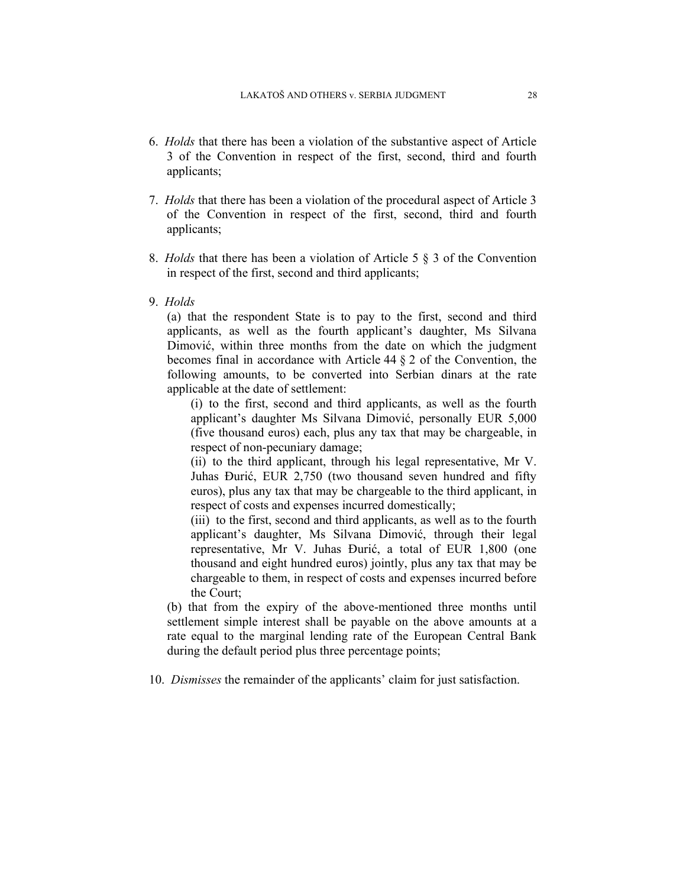6. *Holds* that there has been a violation of the substantive aspect of Article 3 of the Convention in respect of the first, second, third and fourth applicants;

7. *Holds* that there has been a violation of the procedural aspect of Article 3 of the Convention in respect of the first, second, third and fourth applicants;

8. *Holds* that there has been a violation of Article 5 § 3 of the Convention in respect of the first, second and third applicants;

9. *Holds*

   (a) that the respondent State is to pay to the first, second and third applicants, as well as the fourth applicant's daughter, Ms Silvana Dimović, within three months from the date on which the judgment becomes final in accordance with Article 44 § 2 of the Convention, the following amounts, to be converted into Serbian dinars at the rate applicable at the date of settlement:

   (i) to the first, second and third applicants, as well as the fourth applicant's daughter Ms Silvana Dimović, personally EUR 5,000 (five thousand euros) each, plus any tax that may be chargeable, in respect of non-pecuniary damage;

   (ii) to the third applicant, through his legal representative, Mr V. Juhas Đurić, EUR 2,750 (two thousand seven hundred and fifty euros), plus any tax that may be chargeable to the third applicant, in respect of costs and expenses incurred domestically;

   (iii) to the first, second and third applicants, as well as to the fourth applicant's daughter, Ms Silvana Dimović, through their legal representative, Mr V. Juhas Đurić, a total of EUR 1,800 (one thousand and eight hundred euros) jointly, plus any tax that may be chargeable to them, in respect of costs and expenses incurred before the Court;

   (b) that from the expiry of the above-mentioned three months until settlement simple interest shall be payable on the above amounts at a rate equal to the marginal lending rate of the European Central Bank during the default period plus three percentage points;

10. *Dismisses* the remainder of the applicants' claim for just satisfaction.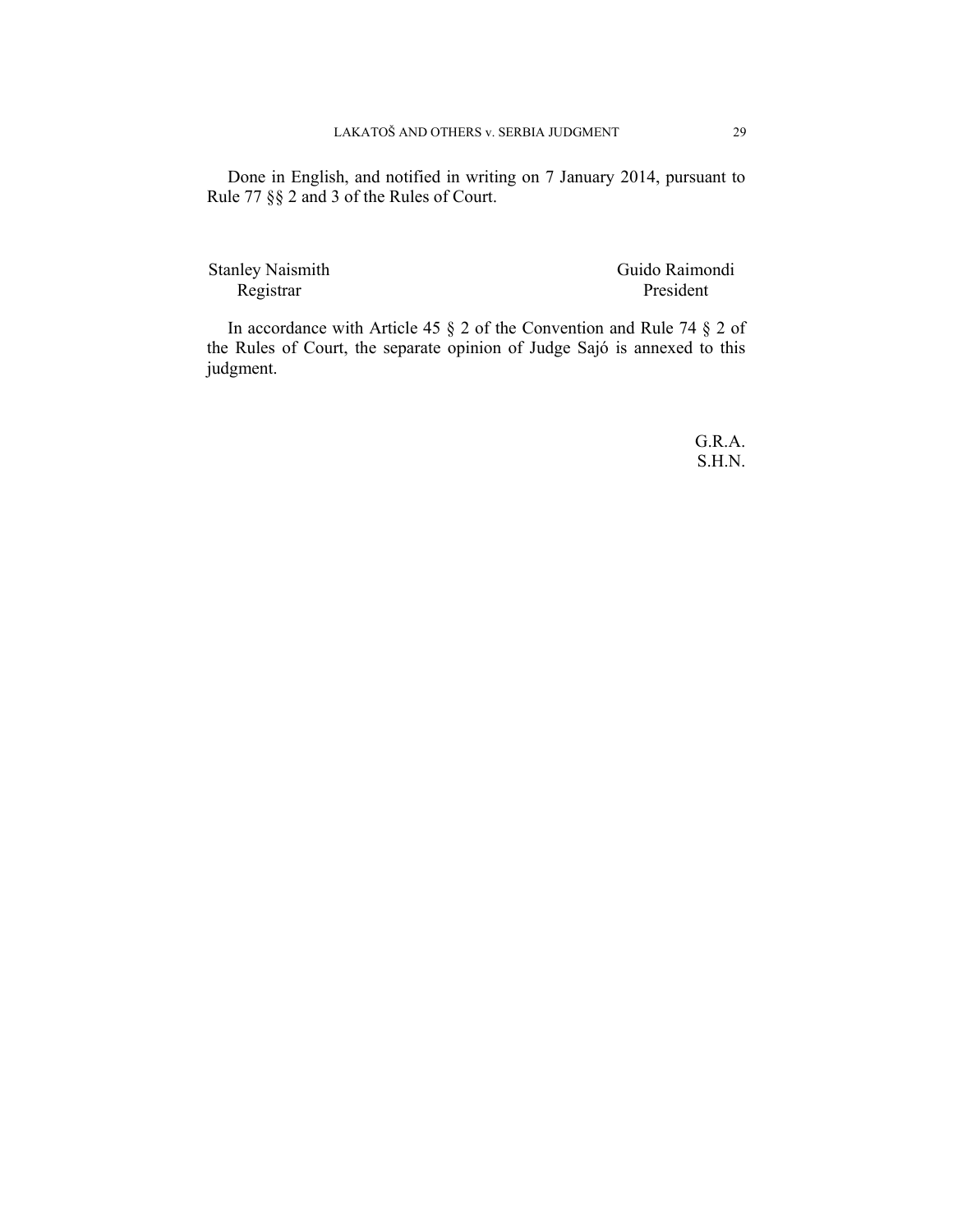Done in English, and notified in writing on 7 January 2014, pursuant to Rule 77 §§ 2 and 3 of the Rules of Court.

Stanley Naismith  
Registrar

Guido Raimondi  
President

In accordance with Article 45 § 2 of the Convention and Rule 74 § 2 of the Rules of Court, the separate opinion of Judge Sajó is annexed to this judgment.

G.R.A.  
S.H.N.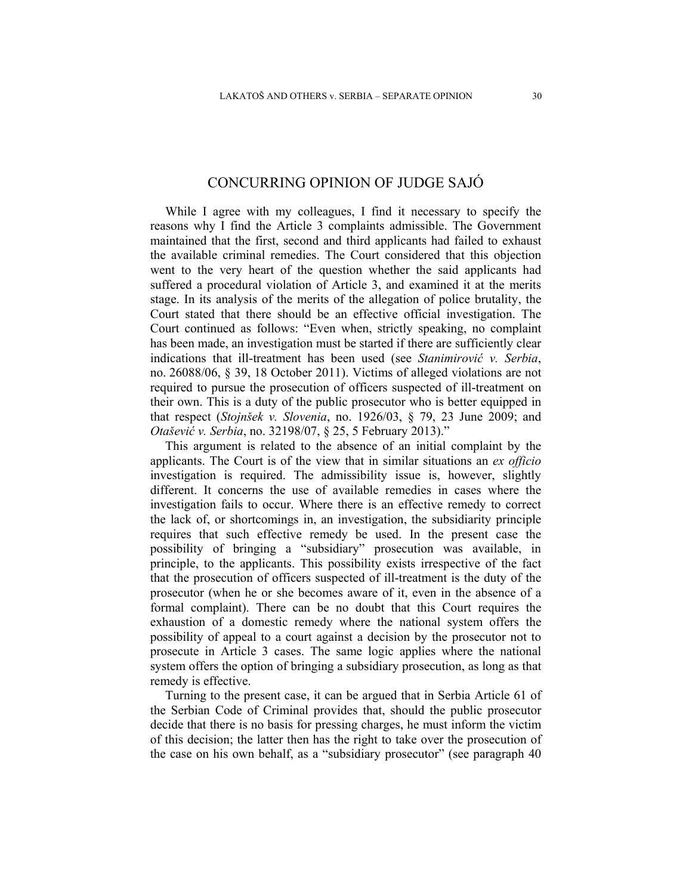# CONCURRING OPINION OF JUDGE SAJÓ

While I agree with my colleagues, I find it necessary to specify the reasons why I find the Article 3 complaints admissible. The Government maintained that the first, second and third applicants had failed to exhaust the available criminal remedies. The Court considered that this objection went to the very heart of the question whether the said applicants had suffered a procedural violation of Article 3, and examined it at the merits stage. In its analysis of the merits of the allegation of police brutality, the Court stated that there should be an effective official investigation. The Court continued as follows: "Even when, strictly speaking, no complaint has been made, an investigation must be started if there are sufficiently clear indications that ill-treatment has been used (see *Stanimirović v. Serbia*, no. 26088/06, § 39, 18 October 2011). Victims of alleged violations are not required to pursue the prosecution of officers suspected of ill-treatment on their own. This is a duty of the public prosecutor who is better equipped in that respect (*Stojnšek v. Slovenia*, no. 1926/03, § 79, 23 June 2009; and *Otašević v. Serbia*, no. 32198/07, § 25, 5 February 2013)."

This argument is related to the absence of an initial complaint by the applicants. The Court is of the view that in similar situations an *ex officio* investigation is required. The admissibility issue is, however, slightly different. It concerns the use of available remedies in cases where the investigation fails to occur. Where there is an effective remedy to correct the lack of, or shortcomings in, an investigation, the subsidiarity principle requires that such effective remedy be used. In the present case the possibility of bringing a "subsidiary" prosecution was available, in principle, to the applicants. This possibility exists irrespective of the fact that the prosecution of officers suspected of ill-treatment is the duty of the prosecutor (when he or she becomes aware of it, even in the absence of a formal complaint). There can be no doubt that this Court requires the exhaustion of a domestic remedy where the national system offers the possibility of appeal to a court against a decision by the prosecutor not to prosecute in Article 3 cases. The same logic applies where the national system offers the option of bringing a subsidiary prosecution, as long as that remedy is effective.

Turning to the present case, it can be argued that in Serbia Article 61 of the Serbian Code of Criminal provides that, should the public prosecutor decide that there is no basis for pressing charges, he must inform the victim of this decision; the latter then has the right to take over the prosecution of the case on his own behalf, as a "subsidiary prosecutor" (see paragraph 40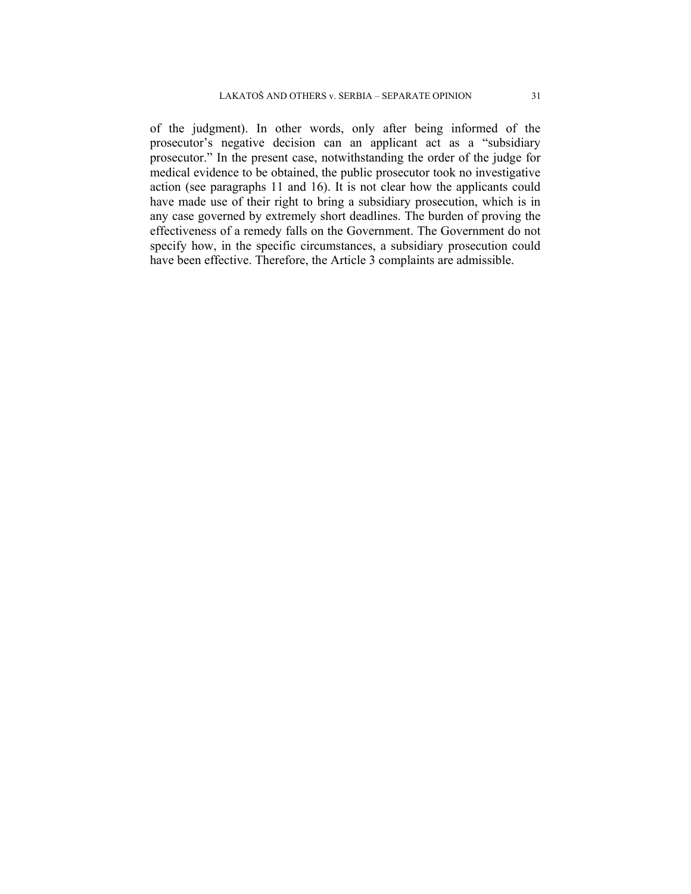of the judgment). In other words, only after being informed of the prosecutor's negative decision can an applicant act as a "subsidiary prosecutor." In the present case, notwithstanding the order of the judge for medical evidence to be obtained, the public prosecutor took no investigative action (see paragraphs 11 and 16). It is not clear how the applicants could have made use of their right to bring a subsidiary prosecution, which is in any case governed by extremely short deadlines. The burden of proving the effectiveness of a remedy falls on the Government. The Government do not specify how, in the specific circumstances, a subsidiary prosecution could have been effective. Therefore, the Article 3 complaints are admissible.